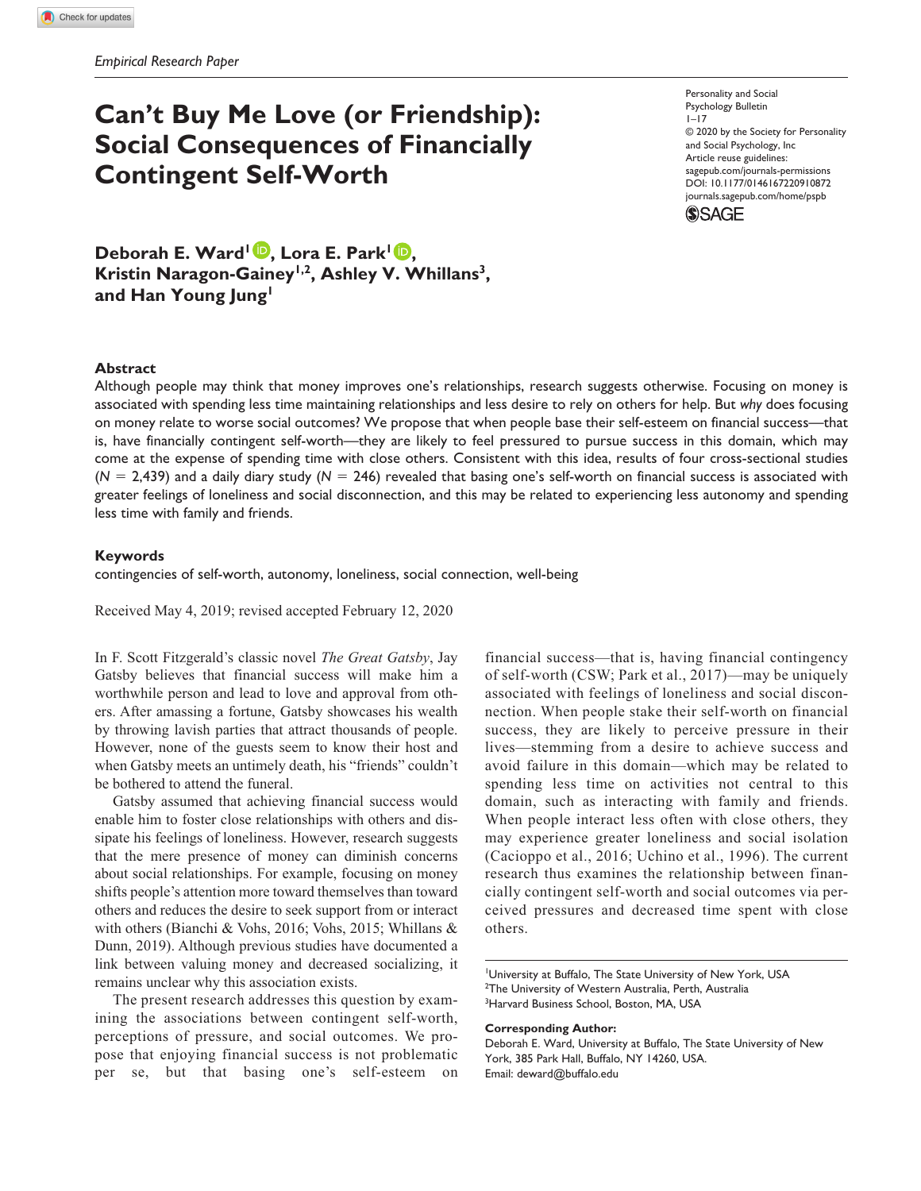*Empirical Research Paper*

# Can't Buy Me Love (or Friendship): Social Consequences of Financially Contingent Self-Worth

Personality and Social Psychology Bulletin
1–17
© 2020 by the Society for Personality and Social Psychology, Inc
Article reuse guidelines: sagepub.com/journals-permissions
DOI: 10.1177/0146167220910872
journals.sagepub.com/home/pspb

**Deborah E. Ward[1], Lora E. Park[1], Kristin Naragon-Gainey[1,2], Ashley V. Whillans[3], and Han Young Jung[1]**

## Abstract

Although people may think that money improves one's relationships, research suggests otherwise. Focusing on money is associated with spending less time maintaining relationships and less desire to rely on others for help. But *why* does focusing on money relate to worse social outcomes? We propose that when people base their self-esteem on financial success—that is, have financially contingent self-worth—they are likely to feel pressured to pursue success in this domain, which may come at the expense of spending time with close others. Consistent with this idea, results of four cross-sectional studies ($N$ = 2,439) and a daily diary study ($N$ = 246) revealed that basing one's self-worth on financial success is associated with greater feelings of loneliness and social disconnection, and this may be related to experiencing less autonomy and spending less time with family and friends.

## Keywords

contingencies of self-worth, autonomy, loneliness, social connection, well-being

Received May 4, 2019; revised accepted February 12, 2020

In F. Scott Fitzgerald's classic novel *The Great Gatsby*, Jay Gatsby believes that financial success will make him a worthwhile person and lead to love and approval from others. After amassing a fortune, Gatsby showcases his wealth by throwing lavish parties that attract thousands of people. However, none of the guests seem to know their host and when Gatsby meets an untimely death, his "friends" couldn't be bothered to attend the funeral.

Gatsby assumed that achieving financial success would enable him to foster close relationships with others and dissipate his feelings of loneliness. However, research suggests that the mere presence of money can diminish concerns about social relationships. For example, focusing on money shifts people's attention more toward themselves than toward others and reduces the desire to seek support from or interact with others (Bianchi & Vohs, 2016; Vohs, 2015; Whillans & Dunn, 2019). Although previous studies have documented a link between valuing money and decreased socializing, it remains unclear why this association exists.

The present research addresses this question by examining the associations between contingent self-worth, perceptions of pressure, and social outcomes. We propose that enjoying financial success is not problematic per se, but that basing one's self-esteem on financial success—that is, having financial contingency of self-worth (CSW; Park et al., 2017)—may be uniquely associated with feelings of loneliness and social disconnection. When people stake their self-worth on financial success, they are likely to perceive pressure in their lives—stemming from a desire to achieve success and avoid failure in this domain—which may be related to spending less time on activities not central to this domain, such as interacting with family and friends. When people interact less often with close others, they may experience greater loneliness and social isolation (Cacioppo et al., 2016; Uchino et al., 1996). The current research thus examines the relationship between financially contingent self-worth and social outcomes via perceived pressures and decreased time spent with close others.

[1]University at Buffalo, The State University of New York, USA
[2]The University of Western Australia, Perth, Australia
[3]Harvard Business School, Boston, MA, USA

**Corresponding Author:**
Deborah E. Ward, University at Buffalo, The State University of New York, 385 Park Hall, Buffalo, NY 14260, USA.
Email: deward@buffalo.edu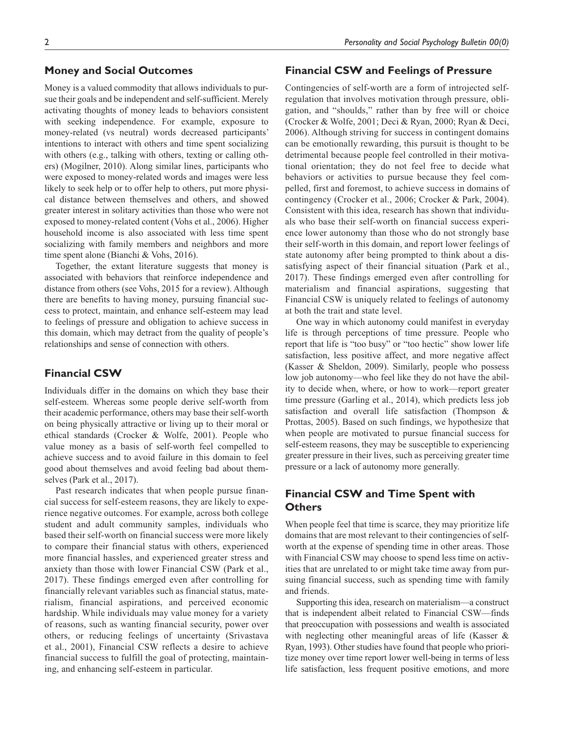## Money and Social Outcomes

Money is a valued commodity that allows individuals to pursue their goals and be independent and self-sufficient. Merely activating thoughts of money leads to behaviors consistent with seeking independence. For example, exposure to money-related (vs neutral) words decreased participants' intentions to interact with others and time spent socializing with others (e.g., talking with others, texting or calling others) (Mogilner, 2010). Along similar lines, participants who were exposed to money-related words and images were less likely to seek help or to offer help to others, put more physical distance between themselves and others, and showed greater interest in solitary activities than those who were not exposed to money-related content (Vohs et al., 2006). Higher household income is also associated with less time spent socializing with family members and neighbors and more time spent alone (Bianchi & Vohs, 2016).

Together, the extant literature suggests that money is associated with behaviors that reinforce independence and distance from others (see Vohs, 2015 for a review). Although there are benefits to having money, pursuing financial success to protect, maintain, and enhance self-esteem may lead to feelings of pressure and obligation to achieve success in this domain, which may detract from the quality of people's relationships and sense of connection with others.

## Financial CSW

Individuals differ in the domains on which they base their self-esteem. Whereas some people derive self-worth from their academic performance, others may base their self-worth on being physically attractive or living up to their moral or ethical standards (Crocker & Wolfe, 2001). People who value money as a basis of self-worth feel compelled to achieve success and to avoid failure in this domain to feel good about themselves and avoid feeling bad about themselves (Park et al., 2017).

Past research indicates that when people pursue financial success for self-esteem reasons, they are likely to experience negative outcomes. For example, across both college student and adult community samples, individuals who based their self-worth on financial success were more likely to compare their financial status with others, experienced more financial hassles, and experienced greater stress and anxiety than those with lower Financial CSW (Park et al., 2017). These findings emerged even after controlling for financially relevant variables such as financial status, materialism, financial aspirations, and perceived economic hardship. While individuals may value money for a variety of reasons, such as wanting financial security, power over others, or reducing feelings of uncertainty (Srivastava et al., 2001), Financial CSW reflects a desire to achieve financial success to fulfill the goal of protecting, maintaining, and enhancing self-esteem in particular.

## Financial CSW and Feelings of Pressure

Contingencies of self-worth are a form of introjected self-regulation that involves motivation through pressure, obligation, and "shoulds," rather than by free will or choice (Crocker & Wolfe, 2001; Deci & Ryan, 2000; Ryan & Deci, 2006). Although striving for success in contingent domains can be emotionally rewarding, this pursuit is thought to be detrimental because people feel controlled in their motivational orientation; they do not feel free to decide what behaviors or activities to pursue because they feel compelled, first and foremost, to achieve success in domains of contingency (Crocker et al., 2006; Crocker & Park, 2004). Consistent with this idea, research has shown that individuals who base their self-worth on financial success experience lower autonomy than those who do not strongly base their self-worth in this domain, and report lower feelings of state autonomy after being prompted to think about a dissatisfying aspect of their financial situation (Park et al., 2017). These findings emerged even after controlling for materialism and financial aspirations, suggesting that Financial CSW is uniquely related to feelings of autonomy at both the trait and state level.

One way in which autonomy could manifest in everyday life is through perceptions of time pressure. People who report that life is "too busy" or "too hectic" show lower life satisfaction, less positive affect, and more negative affect (Kasser & Sheldon, 2009). Similarly, people who possess low job autonomy—who feel like they do not have the ability to decide when, where, or how to work—report greater time pressure (Garling et al., 2014), which predicts less job satisfaction and overall life satisfaction (Thompson & Prottas, 2005). Based on such findings, we hypothesize that when people are motivated to pursue financial success for self-esteem reasons, they may be susceptible to experiencing greater pressure in their lives, such as perceiving greater time pressure or a lack of autonomy more generally.

## Financial CSW and Time Spent with Others

When people feel that time is scarce, they may prioritize life domains that are most relevant to their contingencies of self-worth at the expense of spending time in other areas. Those with Financial CSW may choose to spend less time on activities that are unrelated to or might take time away from pursuing financial success, such as spending time with family and friends.

Supporting this idea, research on materialism—a construct that is independent albeit related to Financial CSW—finds that preoccupation with possessions and wealth is associated with neglecting other meaningful areas of life (Kasser & Ryan, 1993). Other studies have found that people who prioritize money over time report lower well-being in terms of less life satisfaction, less frequent positive emotions, and more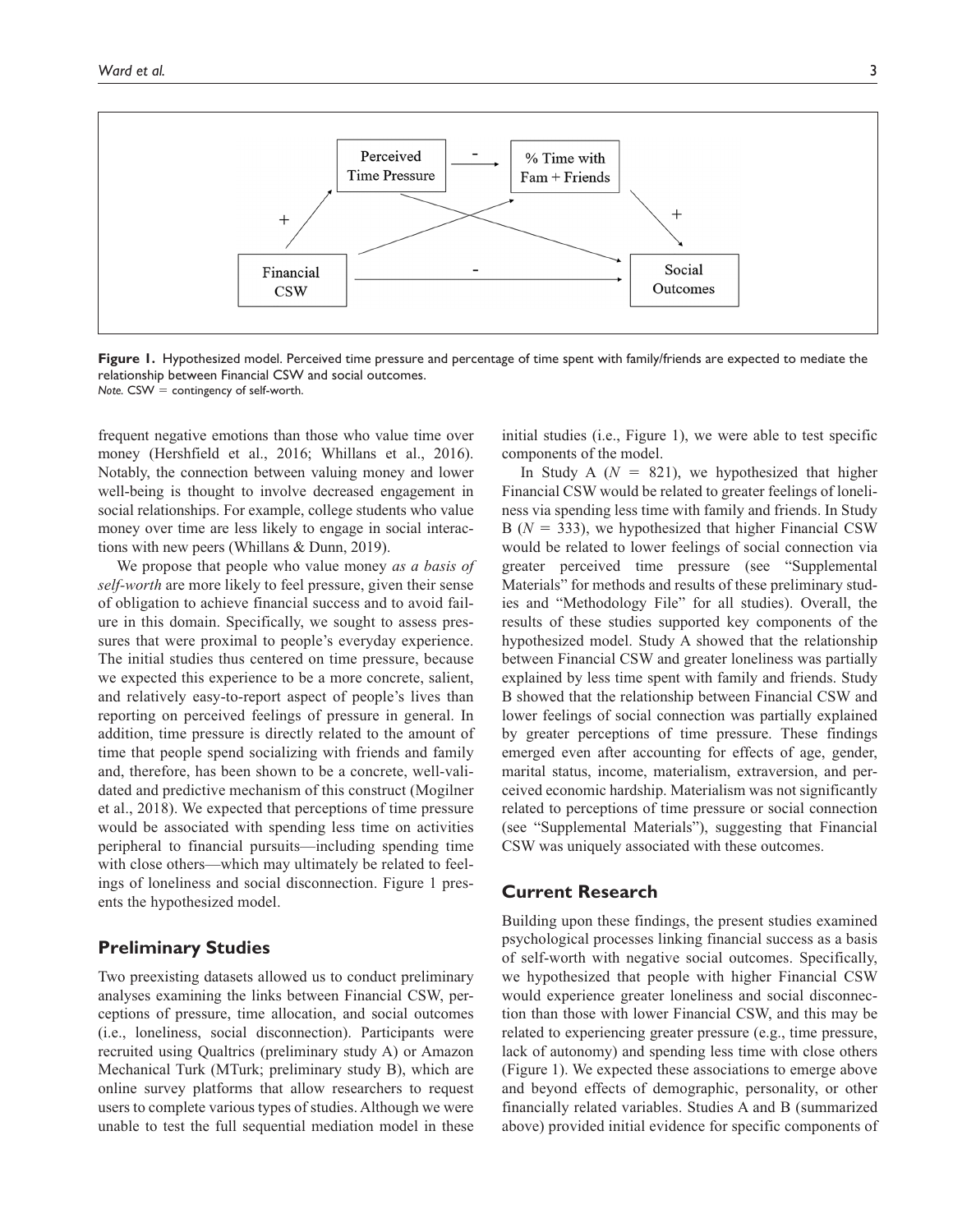**Figure 1.** Hypothesized model. Perceived time pressure and percentage of time spent with family/friends are expected to mediate the relationship between Financial CSW and social outcomes.
*Note.* CSW = contingency of self-worth.

frequent negative emotions than those who value time over money (Hershfield et al., 2016; Whillans et al., 2016). Notably, the connection between valuing money and lower well-being is thought to involve decreased engagement in social relationships. For example, college students who value money over time are less likely to engage in social interactions with new peers (Whillans & Dunn, 2019).

We propose that people who value money *as a basis of self-worth* are more likely to feel pressure, given their sense of obligation to achieve financial success and to avoid failure in this domain. Specifically, we sought to assess pressures that were proximal to people's everyday experience. The initial studies thus centered on time pressure, because we expected this experience to be a more concrete, salient, and relatively easy-to-report aspect of people's lives than reporting on perceived feelings of pressure in general. In addition, time pressure is directly related to the amount of time that people spend socializing with friends and family and, therefore, has been shown to be a concrete, well-validated and predictive mechanism of this construct (Mogilner et al., 2018). We expected that perceptions of time pressure would be associated with spending less time on activities peripheral to financial pursuits—including spending time with close others—which may ultimately be related to feelings of loneliness and social disconnection. Figure 1 presents the hypothesized model.

## Preliminary Studies

Two preexisting datasets allowed us to conduct preliminary analyses examining the links between Financial CSW, perceptions of pressure, time allocation, and social outcomes (i.e., loneliness, social disconnection). Participants were recruited using Qualtrics (preliminary study A) or Amazon Mechanical Turk (MTurk; preliminary study B), which are online survey platforms that allow researchers to request users to complete various types of studies. Although we were unable to test the full sequential mediation model in these initial studies (i.e., Figure 1), we were able to test specific components of the model.

In Study A ($N = 821$), we hypothesized that higher Financial CSW would be related to greater feelings of loneliness via spending less time with family and friends. In Study B ($N = 333$), we hypothesized that higher Financial CSW would be related to lower feelings of social connection via greater perceived time pressure (see "Supplemental Materials" for methods and results of these preliminary studies and "Methodology File" for all studies). Overall, the results of these studies supported key components of the hypothesized model. Study A showed that the relationship between Financial CSW and greater loneliness was partially explained by less time spent with family and friends. Study B showed that the relationship between Financial CSW and lower feelings of social connection was partially explained by greater perceptions of time pressure. These findings emerged even after accounting for effects of age, gender, marital status, income, materialism, extraversion, and perceived economic hardship. Materialism was not significantly related to perceptions of time pressure or social connection (see "Supplemental Materials"), suggesting that Financial CSW was uniquely associated with these outcomes.

## Current Research

Building upon these findings, the present studies examined psychological processes linking financial success as a basis of self-worth with negative social outcomes. Specifically, we hypothesized that people with higher Financial CSW would experience greater loneliness and social disconnection than those with lower Financial CSW, and this may be related to experiencing greater pressure (e.g., time pressure, lack of autonomy) and spending less time with close others (Figure 1). We expected these associations to emerge above and beyond effects of demographic, personality, or other financially related variables. Studies A and B (summarized above) provided initial evidence for specific components of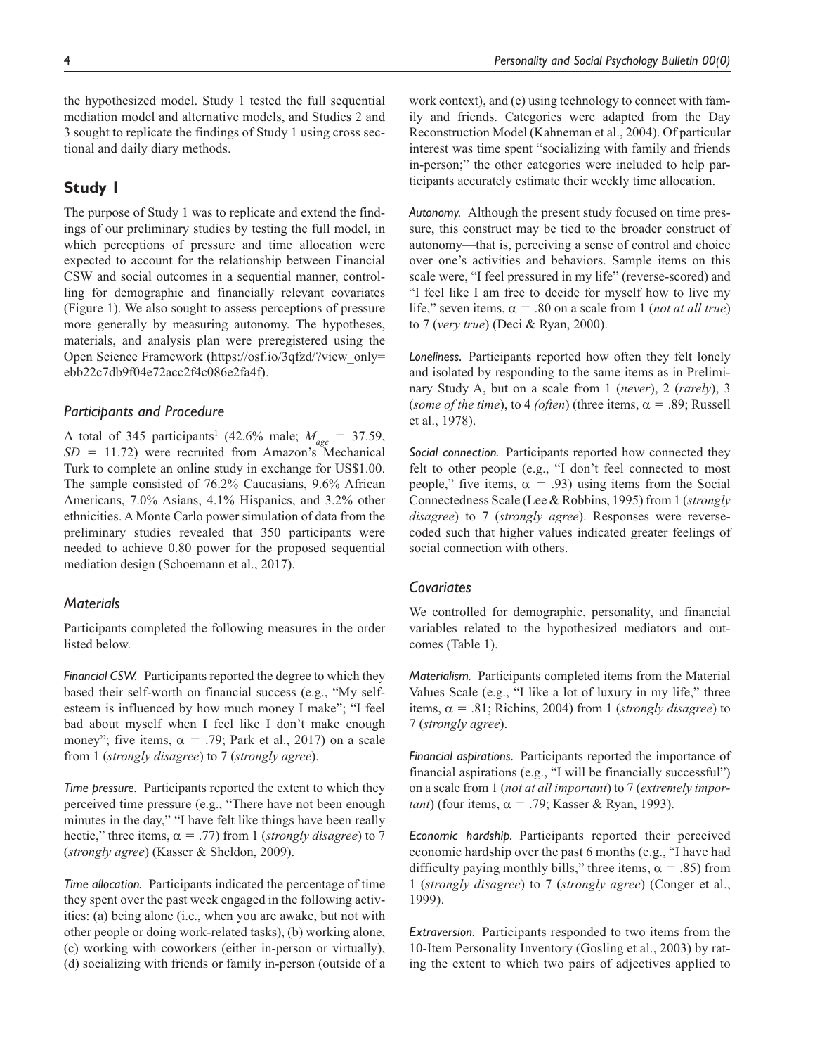the hypothesized model. Study 1 tested the full sequential mediation model and alternative models, and Studies 2 and 3 sought to replicate the findings of Study 1 using cross sectional and daily diary methods.

## Study 1

The purpose of Study 1 was to replicate and extend the findings of our preliminary studies by testing the full model, in which perceptions of pressure and time allocation were expected to account for the relationship between Financial CSW and social outcomes in a sequential manner, controlling for demographic and financially relevant covariates (Figure 1). We also sought to assess perceptions of pressure more generally by measuring autonomy. The hypotheses, materials, and analysis plan were preregistered using the Open Science Framework (https://osf.io/3qfzd/?view_only=ebb22c7db9f04e72acc2f4c086e2fa4f).

### Participants and Procedure

A total of 345 participants[1] (42.6% male; $M_{age}$ = 37.59, $SD$ = 11.72) were recruited from Amazon's Mechanical Turk to complete an online study in exchange for US$1.00. The sample consisted of 76.2% Caucasians, 9.6% African Americans, 7.0% Asians, 4.1% Hispanics, and 3.2% other ethnicities. A Monte Carlo power simulation of data from the preliminary studies revealed that 350 participants were needed to achieve 0.80 power for the proposed sequential mediation design (Schoemann et al., 2017).

### Materials

Participants completed the following measures in the order listed below.

*Financial CSW.* Participants reported the degree to which they based their self-worth on financial success (e.g., "My self-esteem is influenced by how much money I make"; "I feel bad about myself when I feel like I don't make enough money"; five items, $\alpha$ = .79; Park et al., 2017) on a scale from 1 (*strongly disagree*) to 7 (*strongly agree*).

*Time pressure.* Participants reported the extent to which they perceived time pressure (e.g., "There have not been enough minutes in the day," "I have felt like things have been really hectic," three items, $\alpha$ = .77) from 1 (*strongly disagree*) to 7 (*strongly agree*) (Kasser & Sheldon, 2009).

*Time allocation.* Participants indicated the percentage of time they spent over the past week engaged in the following activities: (a) being alone (i.e., when you are awake, but not with other people or doing work-related tasks), (b) working alone, (c) working with coworkers (either in-person or virtually), (d) socializing with friends or family in-person (outside of a work context), and (e) using technology to connect with family and friends. Categories were adapted from the Day Reconstruction Model (Kahneman et al., 2004). Of particular interest was time spent "socializing with family and friends in-person;" the other categories were included to help participants accurately estimate their weekly time allocation.

*Autonomy.* Although the present study focused on time pressure, this construct may be tied to the broader construct of autonomy—that is, perceiving a sense of control and choice over one's activities and behaviors. Sample items on this scale were, "I feel pressured in my life" (reverse-scored) and "I feel like I am free to decide for myself how to live my life," seven items, $\alpha$ = .80 on a scale from 1 (*not at all true*) to 7 (*very true*) (Deci & Ryan, 2000).

*Loneliness.* Participants reported how often they felt lonely and isolated by responding to the same items as in Preliminary Study A, but on a scale from 1 (*never*), 2 (*rarely*), 3 (*some of the time*), to 4 *(often*) (three items, $\alpha$ = .89; Russell et al., 1978).

*Social connection.* Participants reported how connected they felt to other people (e.g., "I don't feel connected to most people," five items, $\alpha$ = .93) using items from the Social Connectedness Scale (Lee & Robbins, 1995) from 1 (*strongly disagree*) to 7 (*strongly agree*). Responses were reverse-coded such that higher values indicated greater feelings of social connection with others.

### Covariates

We controlled for demographic, personality, and financial variables related to the hypothesized mediators and outcomes (Table 1).

*Materialism.* Participants completed items from the Material Values Scale (e.g., "I like a lot of luxury in my life," three items, $\alpha$ = .81; Richins, 2004) from 1 (*strongly disagree*) to 7 (*strongly agree*).

*Financial aspirations.* Participants reported the importance of financial aspirations (e.g., "I will be financially successful") on a scale from 1 (*not at all important*) to 7 (*extremely important*) (four items, $\alpha$ = .79; Kasser & Ryan, 1993).

*Economic hardship.* Participants reported their perceived economic hardship over the past 6 months (e.g., "I have had difficulty paying monthly bills," three items, $\alpha$ = .85) from 1 (*strongly disagree*) to 7 (*strongly agree*) (Conger et al., 1999).

*Extraversion.* Participants responded to two items from the 10-Item Personality Inventory (Gosling et al., 2003) by rating the extent to which two pairs of adjectives applied to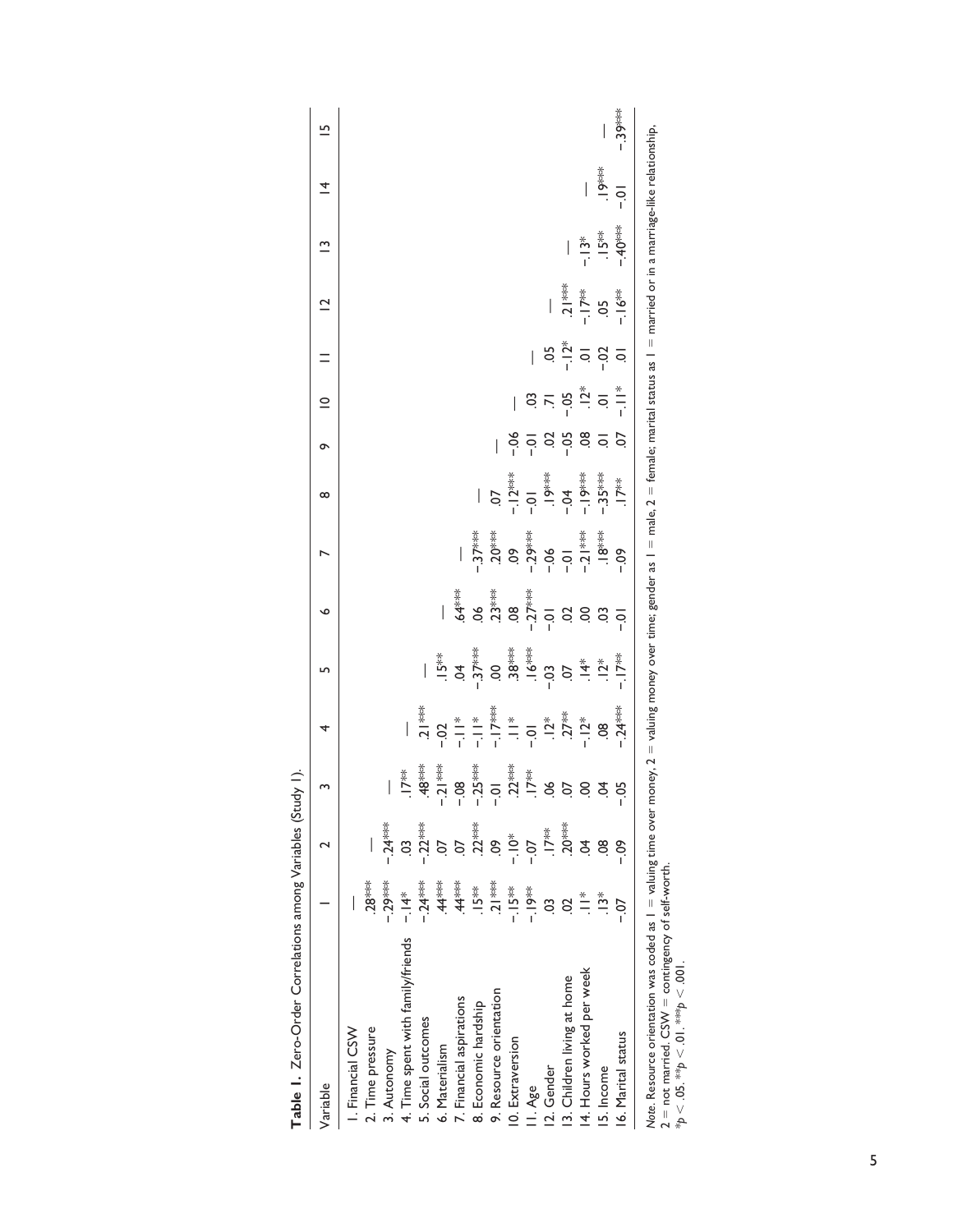**Table 1.** Zero-Order Correlations among Variables (Study 1).

| Variable | 1 | 2 | 3 | 4 | 5 | 6 | 7 | 8 | 9 | 10 | 11 | 12 | 13 | 14 | 15 |
|---|---|---|---|---|---|---|---|---|---|---|---|---|---|---|---|
| 1. Financial CSW | — | | | | | | | | | | | | | | |
| 2. Time pressure | .28*** | — | | | | | | | | | | | | | |
| 3. Autonomy | -.29*** | -.24*** | — | | | | | | | | | | | | |
| 4. Time spent with family/friends | -.14* | .03 | .17** | — | | | | | | | | | | | |
| 5. Social outcomes | -.24*** | -.22*** | .48*** | .21*** | — | | | | | | | | | | |
| 6. Materialism | .44*** | .07 | -.21*** | -.02 | .15** | — | | | | | | | | | |
| 7. Financial aspirations | .44*** | .07 | -.08 | -.11* | .04 | .64*** | — | | | | | | | | |
| 8. Economic hardship | .15** | .22*** | -.25*** | -.11* | -.37*** | .06 | -.37*** | — | | | | | | | |
| 9. Resource orientation | .21*** | .09 | -.01 | -.17*** | .00 | .23*** | .20*** | .07 | — | | | | | | |
| 10. Extraversion | -.15** | -.10* | .22*** | .11* | .38*** | .08 | .09 | -.12*** | -.06 | — | | | | | |
| 11. Age | -.19** | -.07 | .17** | -.01 | .16*** | -.27*** | -.29*** | -.01 | -.01 | .03 | — | | | | |
| 12. Gender | .03 | .17** | .06 | .12* | -.03 | -.01 | -.06 | .19*** | .02 | .71 | .05 | — | | | |
| 13. Children living at home | .02 | .20*** | .07 | .27** | .07 | .02 | -.01 | -.04 | -.05 | -.05 | -.12* | .21*** | — | | |
| 14. Hours worked per week | .11* | .04 | .00 | -.12* | .14* | .00 | -.21*** | -.19*** | .08 | .12* | .01 | -.17** | -.13* | — | |
| 15. Income | .13* | .08 | .04 | .08 | .12* | .03 | .18*** | -.35*** | .01 | .01 | -.02 | .05 | .15** | .19*** | — |
| 16. Marital status | -.07 | -.09 | -.05 | -.24*** | -.17** | -.01 | -.09 | .17** | .07 | -.11* | .01 | -.16** | -.40*** | -.01 | -.39*** |

*Note.* Resource orientation was coded as 1 = valuing time over money, 2 = valuing money over time; gender as 1 = male, 2 = female; marital status as 1 = married or in a marriage-like relationship, 2 = not married. CSW = contingency of self-worth.
*$p < .05$. **$p < .01$. ***$p < .001$.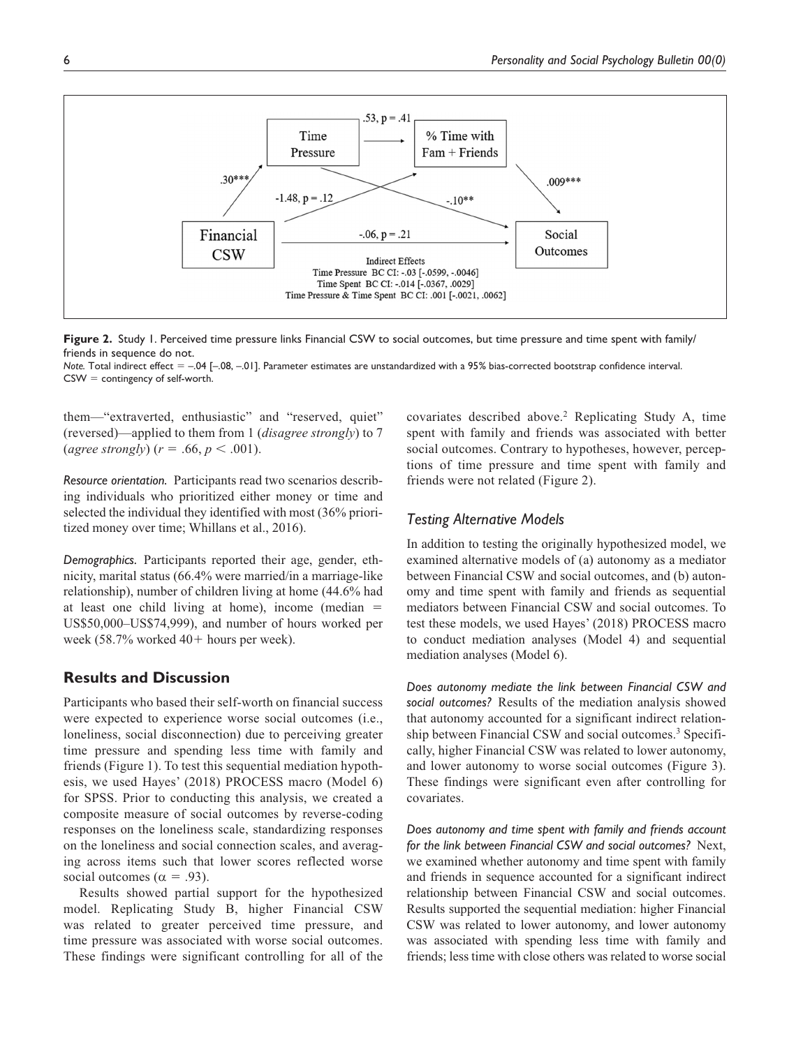**Figure 2.** Study 1. Perceived time pressure links Financial CSW to social outcomes, but time pressure and time spent with family/friends in sequence do not.

*Note.* Total indirect effect = –.04 [–.08, –.01]. Parameter estimates are unstandardized with a 95% bias-corrected bootstrap confidence interval. CSW = contingency of self-worth.

them—"extraverted, enthusiastic" and "reserved, quiet" (reversed)—applied to them from 1 (*disagree strongly*) to 7 (*agree strongly*) ($r = .66$, $p < .001$).

*Resource orientation.* Participants read two scenarios describing individuals who prioritized either money or time and selected the individual they identified with most (36% prioritized money over time; Whillans et al., 2016).

*Demographics.* Participants reported their age, gender, ethnicity, marital status (66.4% were married/in a marriage-like relationship), number of children living at home (44.6% had at least one child living at home), income (median = US$50,000–US$74,999), and number of hours worked per week (58.7% worked 40+ hours per week).

## Results and Discussion

Participants who based their self-worth on financial success were expected to experience worse social outcomes (i.e., loneliness, social disconnection) due to perceiving greater time pressure and spending less time with family and friends (Figure 1). To test this sequential mediation hypothesis, we used Hayes' (2018) PROCESS macro (Model 6) for SPSS. Prior to conducting this analysis, we created a composite measure of social outcomes by reverse-coding responses on the loneliness scale, standardizing responses on the loneliness and social connection scales, and averaging across items such that lower scores reflected worse social outcomes ($\alpha = .93$).

Results showed partial support for the hypothesized model. Replicating Study B, higher Financial CSW was related to greater perceived time pressure, and time pressure was associated with worse social outcomes. These findings were significant controlling for all of the covariates described above.[2] Replicating Study A, time spent with family and friends was associated with better social outcomes. Contrary to hypotheses, however, perceptions of time pressure and time spent with family and friends were not related (Figure 2).

### Testing Alternative Models

In addition to testing the originally hypothesized model, we examined alternative models of (a) autonomy as a mediator between Financial CSW and social outcomes, and (b) autonomy and time spent with family and friends as sequential mediators between Financial CSW and social outcomes. To test these models, we used Hayes' (2018) PROCESS macro to conduct mediation analyses (Model 4) and sequential mediation analyses (Model 6).

*Does autonomy mediate the link between Financial CSW and social outcomes?* Results of the mediation analysis showed that autonomy accounted for a significant indirect relationship between Financial CSW and social outcomes.[3] Specifically, higher Financial CSW was related to lower autonomy, and lower autonomy to worse social outcomes (Figure 3). These findings were significant even after controlling for covariates.

*Does autonomy and time spent with family and friends account for the link between Financial CSW and social outcomes?* Next, we examined whether autonomy and time spent with family and friends in sequence accounted for a significant indirect relationship between Financial CSW and social outcomes. Results supported the sequential mediation: higher Financial CSW was related to lower autonomy, and lower autonomy was associated with spending less time with family and friends; less time with close others was related to worse social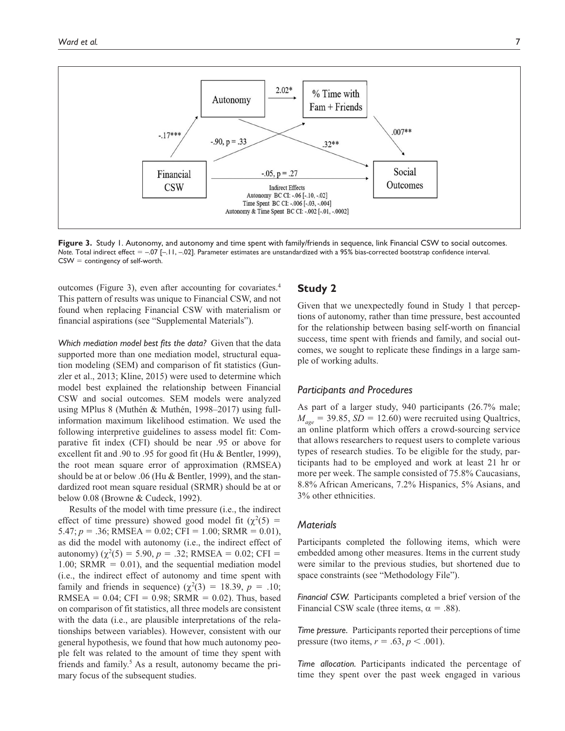**Figure 3.** Study 1. Autonomy, and autonomy and time spent with family/friends in sequence, link Financial CSW to social outcomes.
*Note.* Total indirect effect = –.07 [–.11, –.02]. Parameter estimates are unstandardized with a 95% bias-corrected bootstrap confidence interval. CSW = contingency of self-worth.

outcomes (Figure 3), even after accounting for covariates.[4] This pattern of results was unique to Financial CSW, and not found when replacing Financial CSW with materialism or financial aspirations (see "Supplemental Materials").

*Which mediation model best fits the data?* Given that the data supported more than one mediation model, structural equation modeling (SEM) and comparison of fit statistics (Gunzler et al., 2013; Kline, 2015) were used to determine which model best explained the relationship between Financial CSW and social outcomes. SEM models were analyzed using MPlus 8 (Muthén & Muthén, 1998–2017) using full-information maximum likelihood estimation. We used the following interpretive guidelines to assess model fit: Comparative fit index (CFI) should be near .95 or above for excellent fit and .90 to .95 for good fit (Hu & Bentler, 1999), the root mean square error of approximation (RMSEA) should be at or below .06 (Hu & Bentler, 1999), and the standardized root mean square residual (SRMR) should be at or below 0.08 (Browne & Cudeck, 1992).

Results of the model with time pressure (i.e., the indirect effect of time pressure) showed good model fit ($\chi^2(5)$ = 5.47; $p$ = .36; RMSEA = 0.02; CFI = 1.00; SRMR = 0.01), as did the model with autonomy (i.e., the indirect effect of autonomy) ($\chi^2(5)$ = 5.90, $p$ = .32; RMSEA = 0.02; CFI = 1.00; SRMR = 0.01), and the sequential mediation model (i.e., the indirect effect of autonomy and time spent with family and friends in sequence) ($\chi^2(3)$ = 18.39, $p$ = .10; RMSEA = 0.04; CFI = 0.98; SRMR = 0.02). Thus, based on comparison of fit statistics, all three models are consistent with the data (i.e., are plausible interpretations of the relationships between variables). However, consistent with our general hypothesis, we found that how much autonomy people felt was related to the amount of time they spent with friends and family.[5] As a result, autonomy became the primary focus of the subsequent studies.

## Study 2

Given that we unexpectedly found in Study 1 that perceptions of autonomy, rather than time pressure, best accounted for the relationship between basing self-worth on financial success, time spent with friends and family, and social outcomes, we sought to replicate these findings in a large sample of working adults.

### Participants and Procedures

As part of a larger study, 940 participants (26.7% male; $M_{age}$ = 39.85, $SD$ = 12.60) were recruited using Qualtrics, an online platform which offers a crowd-sourcing service that allows researchers to request users to complete various types of research studies. To be eligible for the study, participants had to be employed and work at least 21 hr or more per week. The sample consisted of 75.8% Caucasians, 8.8% African Americans, 7.2% Hispanics, 5% Asians, and 3% other ethnicities.

### Materials

Participants completed the following items, which were embedded among other measures. Items in the current study were similar to the previous studies, but shortened due to space constraints (see "Methodology File").

*Financial CSW.* Participants completed a brief version of the Financial CSW scale (three items, $\alpha$ = .88).

*Time pressure.* Participants reported their perceptions of time pressure (two items, $r$ = .63, $p$ < .001).

*Time allocation.* Participants indicated the percentage of time they spent over the past week engaged in various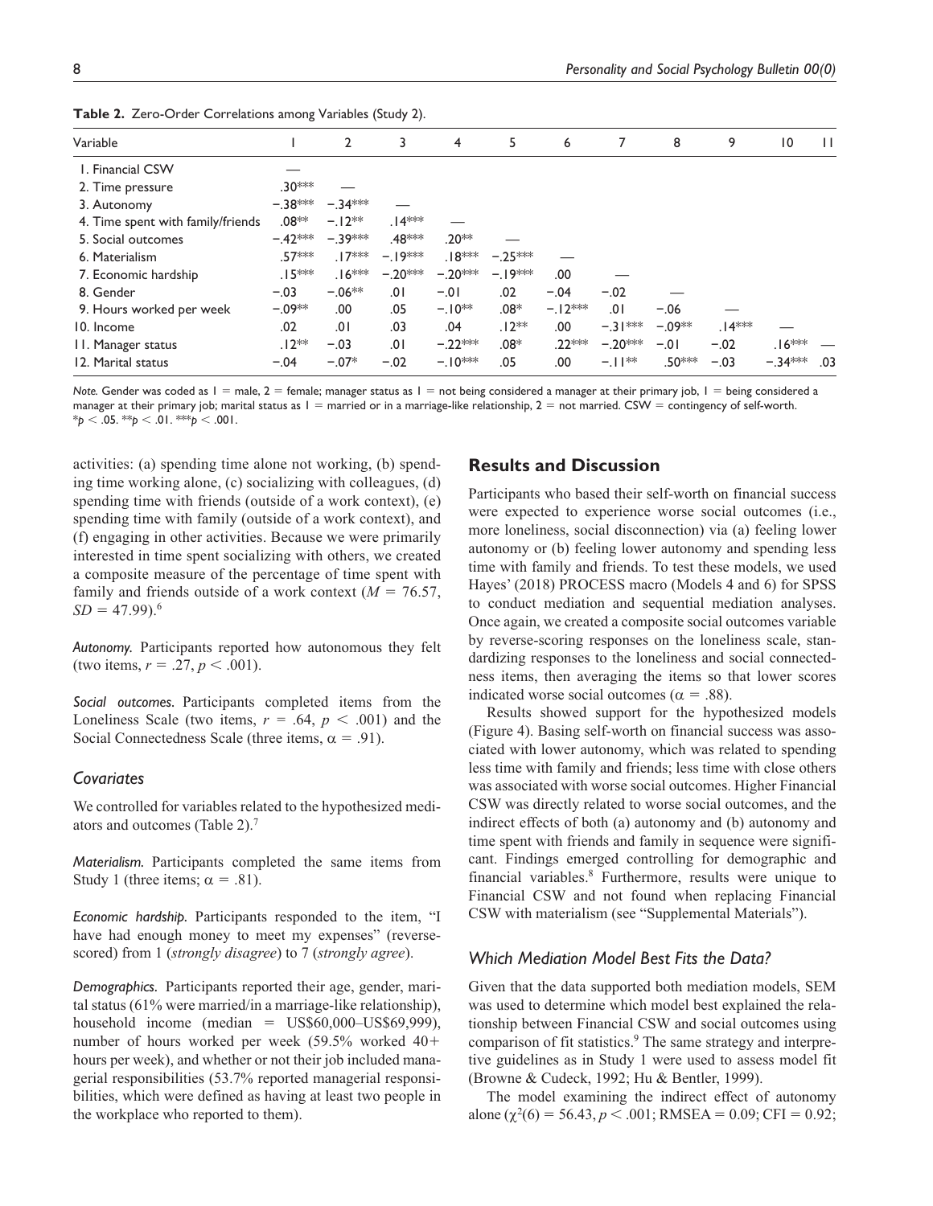**Table 2.** Zero-Order Correlations among Variables (Study 2).

| Variable | 1 | 2 | 3 | 4 | 5 | 6 | 7 | 8 | 9 | 10 | 11 |
|---|---|---|---|---|---|---|---|---|---|---|---|
| 1. Financial CSW | — | | | | | | | | | | |
| 2. Time pressure | .30*** | — | | | | | | | | | |
| 3. Autonomy | −.38*** | −.34*** | — | | | | | | | | |
| 4. Time spent with family/friends | .08** | −.12** | .14*** | — | | | | | | | |
| 5. Social outcomes | −.42*** | −.39*** | .48*** | .20** | — | | | | | | |
| 6. Materialism | .57*** | .17*** | −.19*** | .18*** | −.25*** | — | | | | | |
| 7. Economic hardship | .15*** | .16*** | −.20*** | −.20*** | −.19*** | .00 | — | | | | |
| 8. Gender | −.03 | −.06** | .01 | −.01 | .02 | −.04 | −.02 | — | | | |
| 9. Hours worked per week | −.09** | .00 | .05 | −.10** | .08* | −.12*** | .01 | −.06 | — | | |
| 10. Income | .02 | .01 | .03 | .04 | .12** | .00 | −.31*** | −.09** | .14*** | — | |
| 11. Manager status | .12** | −.03 | .01 | −.22*** | .08* | .22*** | −.20*** | −.01 | −.02 | .16*** | — |
| 12. Marital status | −.04 | −.07* | −.02 | −.10*** | .05 | .00 | −.11** | .50*** | −.03 | −.34*** | .03 |

*Note.* Gender was coded as 1 = male, 2 = female; manager status as 1 = not being considered a manager at their primary job, 1 = being considered a manager at their primary job; marital status as 1 = married or in a marriage-like relationship, 2 = not married. CSW = contingency of self-worth.
*$p < .05$. **$p < .01$. ***$p < .001$.

activities: (a) spending time alone not working, (b) spending time working alone, (c) socializing with colleagues, (d) spending time with friends (outside of a work context), (e) spending time with family (outside of a work context), and (f) engaging in other activities. Because we were primarily interested in time spent socializing with others, we created a composite measure of the percentage of time spent with family and friends outside of a work context ($M = 76.57$, $SD = 47.99$).[6]

*Autonomy.* Participants reported how autonomous they felt (two items, $r = .27$, $p < .001$).

*Social outcomes.* Participants completed items from the Loneliness Scale (two items, $r = .64$, $p < .001$) and the Social Connectedness Scale (three items, $\alpha = .91$).

### Covariates

We controlled for variables related to the hypothesized mediators and outcomes (Table 2).[7]

*Materialism.* Participants completed the same items from Study 1 (three items; $\alpha = .81$).

*Economic hardship.* Participants responded to the item, "I have had enough money to meet my expenses" (reverse-scored) from 1 (*strongly disagree*) to 7 (*strongly agree*).

*Demographics.* Participants reported their age, gender, marital status (61% were married/in a marriage-like relationship), household income (median = US$60,000–US$69,999), number of hours worked per week (59.5% worked 40+ hours per week), and whether or not their job included managerial responsibilities (53.7% reported managerial responsibilities, which were defined as having at least two people in the workplace who reported to them).

## Results and Discussion

Participants who based their self-worth on financial success were expected to experience worse social outcomes (i.e., more loneliness, social disconnection) via (a) feeling lower autonomy or (b) feeling lower autonomy and spending less time with family and friends. To test these models, we used Hayes' (2018) PROCESS macro (Models 4 and 6) for SPSS to conduct mediation and sequential mediation analyses. Once again, we created a composite social outcomes variable by reverse-scoring responses on the loneliness scale, standardizing responses to the loneliness and social connectedness items, then averaging the items so that lower scores indicated worse social outcomes ($\alpha = .88$).

Results showed support for the hypothesized models (Figure 4). Basing self-worth on financial success was associated with lower autonomy, which was related to spending less time with family and friends; less time with close others was associated with worse social outcomes. Higher Financial CSW was directly related to worse social outcomes, and the indirect effects of both (a) autonomy and (b) autonomy and time spent with friends and family in sequence were significant. Findings emerged controlling for demographic and financial variables.[8] Furthermore, results were unique to Financial CSW and not found when replacing Financial CSW with materialism (see "Supplemental Materials").

### Which Mediation Model Best Fits the Data?

Given that the data supported both mediation models, SEM was used to determine which model best explained the relationship between Financial CSW and social outcomes using comparison of fit statistics.[9] The same strategy and interpretive guidelines as in Study 1 were used to assess model fit (Browne & Cudeck, 1992; Hu & Bentler, 1999).

The model examining the indirect effect of autonomy alone ($\chi^2(6) = 56.43$, $p < .001$; RMSEA = 0.09; CFI = 0.92;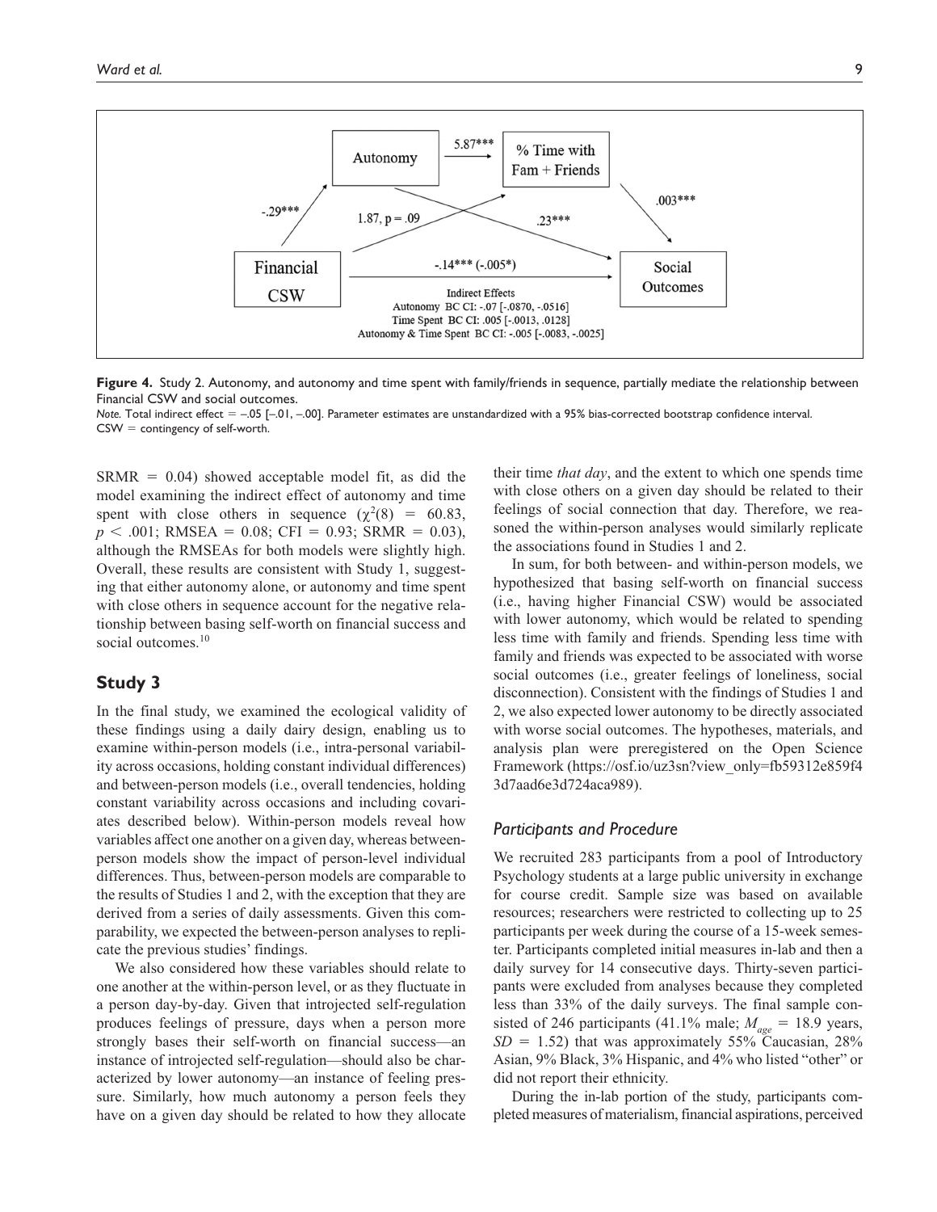**Figure 4.** Study 2. Autonomy, and autonomy and time spent with family/friends in sequence, partially mediate the relationship between Financial CSW and social outcomes.

*Note.* Total indirect effect = −.05 [−.01, −.00]. Parameter estimates are unstandardized with a 95% bias-corrected bootstrap confidence interval. CSW = contingency of self-worth.

SRMR = 0.04) showed acceptable model fit, as did the model examining the indirect effect of autonomy and time spent with close others in sequence ($\chi^2(8) = 60.83$, $p < .001$; RMSEA = 0.08; CFI = 0.93; SRMR = 0.03), although the RMSEAs for both models were slightly high. Overall, these results are consistent with Study 1, suggesting that either autonomy alone, or autonomy and time spent with close others in sequence account for the negative relationship between basing self-worth on financial success and social outcomes.[10]

## Study 3

In the final study, we examined the ecological validity of these findings using a daily dairy design, enabling us to examine within-person models (i.e., intra-personal variability across occasions, holding constant individual differences) and between-person models (i.e., overall tendencies, holding constant variability across occasions and including covariates described below). Within-person models reveal how variables affect one another on a given day, whereas between-person models show the impact of person-level individual differences. Thus, between-person models are comparable to the results of Studies 1 and 2, with the exception that they are derived from a series of daily assessments. Given this comparability, we expected the between-person analyses to replicate the previous studies' findings.

We also considered how these variables should relate to one another at the within-person level, or as they fluctuate in a person day-by-day. Given that introjected self-regulation produces feelings of pressure, days when a person more strongly bases their self-worth on financial success—an instance of introjected self-regulation—should also be characterized by lower autonomy—an instance of feeling pressure. Similarly, how much autonomy a person feels they have on a given day should be related to how they allocate their time *that day*, and the extent to which one spends time with close others on a given day should be related to their feelings of social connection that day. Therefore, we reasoned the within-person analyses would similarly replicate the associations found in Studies 1 and 2.

In sum, for both between- and within-person models, we hypothesized that basing self-worth on financial success (i.e., having higher Financial CSW) would be associated with lower autonomy, which would be related to spending less time with family and friends. Spending less time with family and friends was expected to be associated with worse social outcomes (i.e., greater feelings of loneliness, social disconnection). Consistent with the findings of Studies 1 and 2, we also expected lower autonomy to be directly associated with worse social outcomes. The hypotheses, materials, and analysis plan were preregistered on the Open Science Framework (https://osf.io/uz3sn?view_only=fb59312e859f43d7aad6e3d724aca989).

### Participants and Procedure

We recruited 283 participants from a pool of Introductory Psychology students at a large public university in exchange for course credit. Sample size was based on available resources; researchers were restricted to collecting up to 25 participants per week during the course of a 15-week semester. Participants completed initial measures in-lab and then a daily survey for 14 consecutive days. Thirty-seven participants were excluded from analyses because they completed less than 33% of the daily surveys. The final sample consisted of 246 participants (41.1% male; $M_{age}$ = 18.9 years, $SD$ = 1.52) that was approximately 55% Caucasian, 28% Asian, 9% Black, 3% Hispanic, and 4% who listed "other" or did not report their ethnicity.

During the in-lab portion of the study, participants completed measures of materialism, financial aspirations, perceived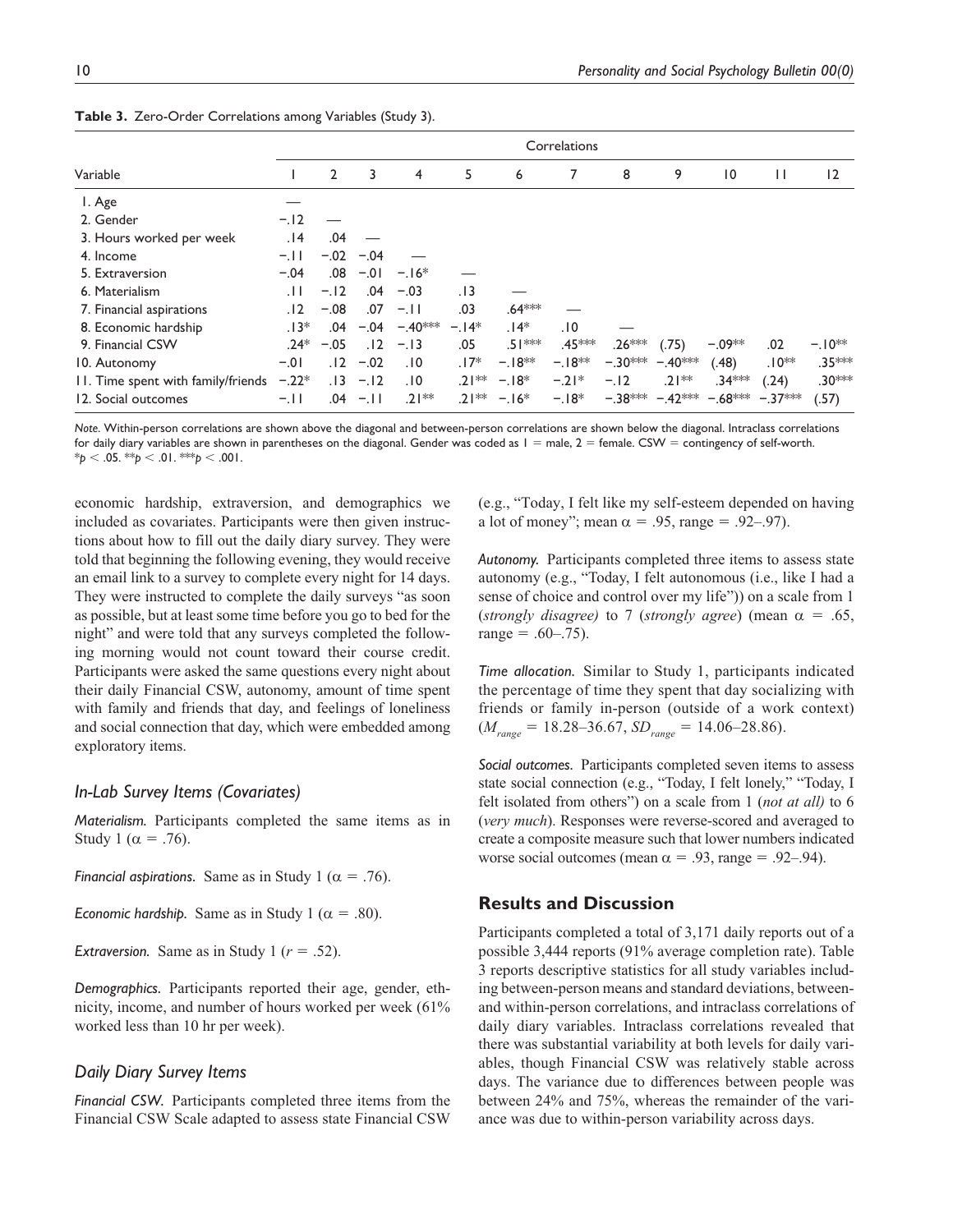**Table 3.** Zero-Order Correlations among Variables (Study 3).

| Variable | Correlations | | | | | | | | | | | |
|---|---|---|---|---|---|---|---|---|---|---|---|---|
| | 1 | 2 | 3 | 4 | 5 | 6 | 7 | 8 | 9 | 10 | 11 | 12 |
| 1. Age | — | | | | | | | | | | | |
| 2. Gender | −.12 | — | | | | | | | | | | |
| 3. Hours worked per week | .14 | .04 | — | | | | | | | | | |
| 4. Income | −.11 | −.02 | −.04 | — | | | | | | | | |
| 5. Extraversion | −.04 | .08 | −.01 | −.16* | — | | | | | | | |
| 6. Materialism | .11 | −.12 | .04 | −.03 | .13 | — | | | | | | |
| 7. Financial aspirations | .12 | −.08 | .07 | −.11 | .03 | .64*** | — | | | | | |
| 8. Economic hardship | .13* | .04 | −.04 | −.40*** | −.14* | .14* | .10 | — | | | | |
| 9. Financial CSW | .24* | −.05 | .12 | −.13 | .05 | .51*** | .45*** | .26*** | (.75) | −.09** | .02 | −.10** |
| 10. Autonomy | −.01 | .12 | −.02 | .10 | .17* | −.18** | −.18** | −.30*** | −.40*** | (.48) | .10** | .35*** |
| 11. Time spent with family/friends | −.22* | .13 | −.12 | .10 | .21** | −.18* | −.21* | −.12 | .21** | .34*** | (.24) | .30*** |
| 12. Social outcomes | −.11 | .04 | −.11 | .21** | .21** | −.16* | −.18* | −.38*** | −.42*** | −.68*** | −.37*** | (.57) |

*Note.* Within-person correlations are shown above the diagonal and between-person correlations are shown below the diagonal. Intraclass correlations for daily diary variables are shown in parentheses on the diagonal. Gender was coded as 1 = male, 2 = female. CSW = contingency of self-worth.
*$p < .05$. **$p < .01$. ***$p < .001$.

economic hardship, extraversion, and demographics we included as covariates. Participants were then given instructions about how to fill out the daily diary survey. They were told that beginning the following evening, they would receive an email link to a survey to complete every night for 14 days. They were instructed to complete the daily surveys "as soon as possible, but at least some time before you go to bed for the night" and were told that any surveys completed the following morning would not count toward their course credit. Participants were asked the same questions every night about their daily Financial CSW, autonomy, amount of time spent with family and friends that day, and feelings of loneliness and social connection that day, which were embedded among exploratory items.

### In-Lab Survey Items (Covariates)

*Materialism.* Participants completed the same items as in Study 1 ($\alpha = .76$).

*Financial aspirations.* Same as in Study 1 ($\alpha = .76$).

*Economic hardship.* Same as in Study 1 ($\alpha = .80$).

*Extraversion.* Same as in Study 1 ($r = .52$).

*Demographics.* Participants reported their age, gender, ethnicity, income, and number of hours worked per week (61% worked less than 10 hr per week).

### Daily Diary Survey Items

*Financial CSW.* Participants completed three items from the Financial CSW Scale adapted to assess state Financial CSW (e.g., "Today, I felt like my self-esteem depended on having a lot of money"; mean $\alpha = .95$, range = .92–.97).

*Autonomy.* Participants completed three items to assess state autonomy (e.g., "Today, I felt autonomous (i.e., like I had a sense of choice and control over my life")) on a scale from 1 (*strongly disagree)* to 7 (*strongly agree*) (mean $\alpha = .65$, range = .60–.75).

*Time allocation.* Similar to Study 1, participants indicated the percentage of time they spent that day socializing with friends or family in-person (outside of a work context) ($M_{range} = 18.28–36.67$, $SD_{range} = 14.06–28.86$).

*Social outcomes.* Participants completed seven items to assess state social connection (e.g., "Today, I felt lonely," "Today, I felt isolated from others") on a scale from 1 (*not at all)* to 6 (*very much*). Responses were reverse-scored and averaged to create a composite measure such that lower numbers indicated worse social outcomes (mean $\alpha = .93$, range = .92–.94).

## Results and Discussion

Participants completed a total of 3,171 daily reports out of a possible 3,444 reports (91% average completion rate). Table 3 reports descriptive statistics for all study variables including between-person means and standard deviations, between- and within-person correlations, and intraclass correlations of daily diary variables. Intraclass correlations revealed that there was substantial variability at both levels for daily variables, though Financial CSW was relatively stable across days. The variance due to differences between people was between 24% and 75%, whereas the remainder of the variance was due to within-person variability across days.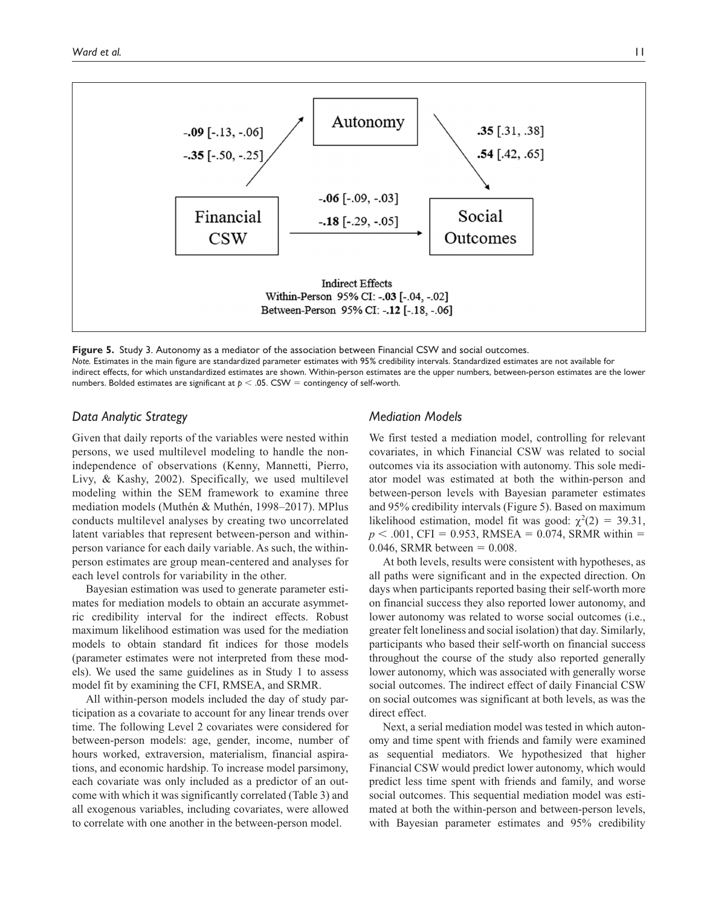**Figure 5.** Study 3. Autonomy as a mediator of the association between Financial CSW and social outcomes.
*Note.* Estimates in the main figure are standardized parameter estimates with 95% credibility intervals. Standardized estimates are not available for indirect effects, for which unstandardized estimates are shown. Within-person estimates are the upper numbers, between-person estimates are the lower numbers. Bolded estimates are significant at $p < .05$. CSW = contingency of self-worth.

### *Data Analytic Strategy*

Given that daily reports of the variables were nested within persons, we used multilevel modeling to handle the non-independence of observations (Kenny, Mannetti, Pierro, Livy, & Kashy, 2002). Specifically, we used multilevel modeling within the SEM framework to examine three mediation models (Muthén & Muthén, 1998–2017). MPlus conducts multilevel analyses by creating two uncorrelated latent variables that represent between-person and within-person variance for each daily variable. As such, the within-person estimates are group mean-centered and analyses for each level controls for variability in the other.

Bayesian estimation was used to generate parameter estimates for mediation models to obtain an accurate asymmetric credibility interval for the indirect effects. Robust maximum likelihood estimation was used for the mediation models to obtain standard fit indices for those models (parameter estimates were not interpreted from these models). We used the same guidelines as in Study 1 to assess model fit by examining the CFI, RMSEA, and SRMR.

All within-person models included the day of study participation as a covariate to account for any linear trends over time. The following Level 2 covariates were considered for between-person models: age, gender, income, number of hours worked, extraversion, materialism, financial aspirations, and economic hardship. To increase model parsimony, each covariate was only included as a predictor of an outcome with which it was significantly correlated (Table 3) and all exogenous variables, including covariates, were allowed to correlate with one another in the between-person model.

### *Mediation Models*

We first tested a mediation model, controlling for relevant covariates, in which Financial CSW was related to social outcomes via its association with autonomy. This sole mediator model was estimated at both the within-person and between-person levels with Bayesian parameter estimates and 95% credibility intervals (Figure 5). Based on maximum likelihood estimation, model fit was good: $\chi^2(2) = 39.31$, $p < .001$, CFI = 0.953, RMSEA = 0.074, SRMR within = 0.046, SRMR between = 0.008.

At both levels, results were consistent with hypotheses, as all paths were significant and in the expected direction. On days when participants reported basing their self-worth more on financial success they also reported lower autonomy, and lower autonomy was related to worse social outcomes (i.e., greater felt loneliness and social isolation) that day. Similarly, participants who based their self-worth on financial success throughout the course of the study also reported generally lower autonomy, which was associated with generally worse social outcomes. The indirect effect of daily Financial CSW on social outcomes was significant at both levels, as was the direct effect.

Next, a serial mediation model was tested in which autonomy and time spent with friends and family were examined as sequential mediators. We hypothesized that higher Financial CSW would predict lower autonomy, which would predict less time spent with friends and family, and worse social outcomes. This sequential mediation model was estimated at both the within-person and between-person levels, with Bayesian parameter estimates and 95% credibility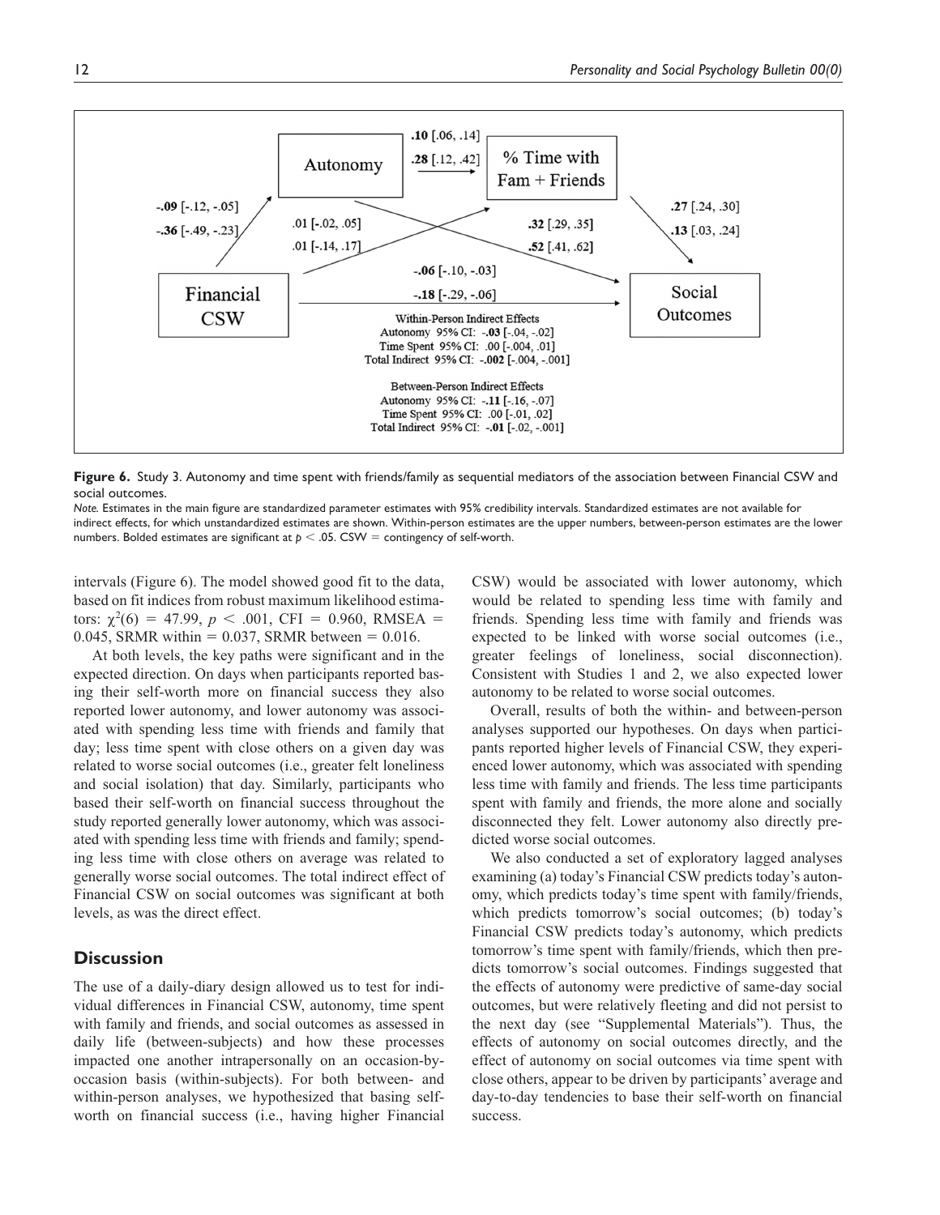Autonomy

% Time with Fam + Friends

Financial CSW

Social Outcomes

**.10** [.06, .14]

**.28** [.12, .42]

**-.09** [-.12, -.05]

**-.36** [-.49, -.23]

.01 [-.02, .05]

.01 [-.14, .17]

**.32** [.29, .35]

**.52** [.41, .62]

**.27** [.24, .30]

**.13** [.03, .24]

**-.06** [-.10, -.03]

**-.18** [-.29, -.06]

Within-Person Indirect Effects
Autonomy 95% CI: **-.03** [-.04, -.02]
Time Spent 95% CI: .00 [-.004, .01]
Total Indirect 95% CI: **-.002** [-.004, -.001]

Between-Person Indirect Effects
Autonomy 95% CI: **-.11** [-.16, -.07]
Time Spent 95% CI: .00 [-.01, .02]
Total Indirect 95% CI: **-.01** [-.02, -.001]

**Figure 6.** Study 3. Autonomy and time spent with friends/family as sequential mediators of the association between Financial CSW and social outcomes.

*Note.* Estimates in the main figure are standardized parameter estimates with 95% credibility intervals. Standardized estimates are not available for indirect effects, for which unstandardized estimates are shown. Within-person estimates are the upper numbers, between-person estimates are the lower numbers. Bolded estimates are significant at $p < .05$. CSW = contingency of self-worth.

intervals (Figure 6). The model showed good fit to the data, based on fit indices from robust maximum likelihood estimators: $\chi^2(6) = 47.99$, $p < .001$, CFI = 0.960, RMSEA = 0.045, SRMR within = 0.037, SRMR between = 0.016.

At both levels, the key paths were significant and in the expected direction. On days when participants reported basing their self-worth more on financial success they also reported lower autonomy, and lower autonomy was associated with spending less time with friends and family that day; less time spent with close others on a given day was related to worse social outcomes (i.e., greater felt loneliness and social isolation) that day. Similarly, participants who based their self-worth on financial success throughout the study reported generally lower autonomy, which was associated with spending less time with friends and family; spending less time with close others on average was related to generally worse social outcomes. The total indirect effect of Financial CSW on social outcomes was significant at both levels, as was the direct effect.

## Discussion

The use of a daily-diary design allowed us to test for individual differences in Financial CSW, autonomy, time spent with family and friends, and social outcomes as assessed in daily life (between-subjects) and how these processes impacted one another intrapersonally on an occasion-by-occasion basis (within-subjects). For both between- and within-person analyses, we hypothesized that basing self-worth on financial success (i.e., having higher Financial CSW) would be associated with lower autonomy, which would be related to spending less time with family and friends. Spending less time with family and friends was expected to be linked with worse social outcomes (i.e., greater feelings of loneliness, social disconnection). Consistent with Studies 1 and 2, we also expected lower autonomy to be related to worse social outcomes.

Overall, results of both the within- and between-person analyses supported our hypotheses. On days when participants reported higher levels of Financial CSW, they experienced lower autonomy, which was associated with spending less time with family and friends. The less time participants spent with family and friends, the more alone and socially disconnected they felt. Lower autonomy also directly predicted worse social outcomes.

We also conducted a set of exploratory lagged analyses examining (a) today's Financial CSW predicts today's autonomy, which predicts today's time spent with family/friends, which predicts tomorrow's social outcomes; (b) today's Financial CSW predicts today's autonomy, which predicts tomorrow's time spent with family/friends, which then predicts tomorrow's social outcomes. Findings suggested that the effects of autonomy were predictive of same-day social outcomes, but were relatively fleeting and did not persist to the next day (see "Supplemental Materials"). Thus, the effects of autonomy on social outcomes directly, and the effect of autonomy on social outcomes via time spent with close others, appear to be driven by participants' average and day-to-day tendencies to base their self-worth on financial success.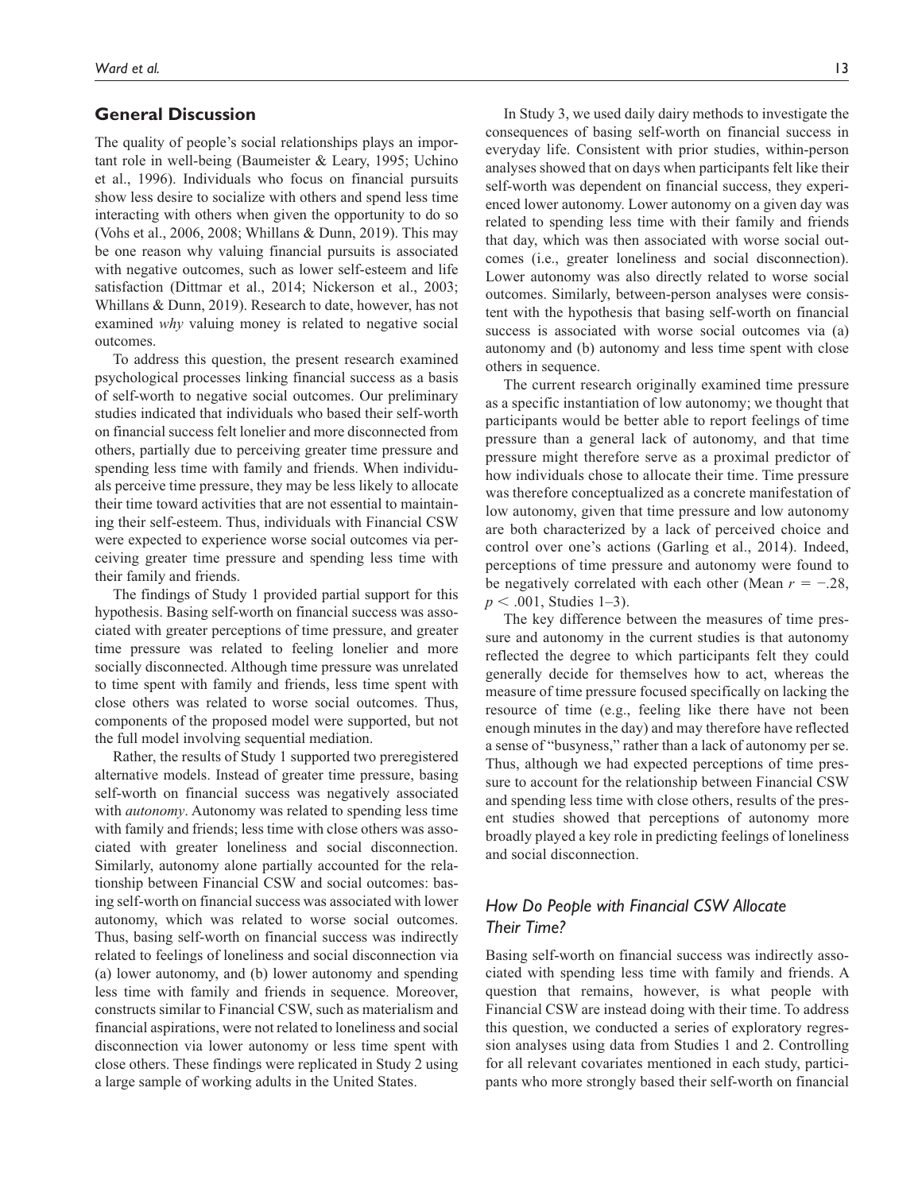## General Discussion

The quality of people's social relationships plays an important role in well-being (Baumeister & Leary, 1995; Uchino et al., 1996). Individuals who focus on financial pursuits show less desire to socialize with others and spend less time interacting with others when given the opportunity to do so (Vohs et al., 2006, 2008; Whillans & Dunn, 2019). This may be one reason why valuing financial pursuits is associated with negative outcomes, such as lower self-esteem and life satisfaction (Dittmar et al., 2014; Nickerson et al., 2003; Whillans & Dunn, 2019). Research to date, however, has not examined *why* valuing money is related to negative social outcomes.

To address this question, the present research examined psychological processes linking financial success as a basis of self-worth to negative social outcomes. Our preliminary studies indicated that individuals who based their self-worth on financial success felt lonelier and more disconnected from others, partially due to perceiving greater time pressure and spending less time with family and friends. When individuals perceive time pressure, they may be less likely to allocate their time toward activities that are not essential to maintaining their self-esteem. Thus, individuals with Financial CSW were expected to experience worse social outcomes via perceiving greater time pressure and spending less time with their family and friends.

The findings of Study 1 provided partial support for this hypothesis. Basing self-worth on financial success was associated with greater perceptions of time pressure, and greater time pressure was related to feeling lonelier and more socially disconnected. Although time pressure was unrelated to time spent with family and friends, less time spent with close others was related to worse social outcomes. Thus, components of the proposed model were supported, but not the full model involving sequential mediation.

Rather, the results of Study 1 supported two preregistered alternative models. Instead of greater time pressure, basing self-worth on financial success was negatively associated with *autonomy*. Autonomy was related to spending less time with family and friends; less time with close others was associated with greater loneliness and social disconnection. Similarly, autonomy alone partially accounted for the relationship between Financial CSW and social outcomes: basing self-worth on financial success was associated with lower autonomy, which was related to worse social outcomes. Thus, basing self-worth on financial success was indirectly related to feelings of loneliness and social disconnection via (a) lower autonomy, and (b) lower autonomy and spending less time with family and friends in sequence. Moreover, constructs similar to Financial CSW, such as materialism and financial aspirations, were not related to loneliness and social disconnection via lower autonomy or less time spent with close others. These findings were replicated in Study 2 using a large sample of working adults in the United States.

In Study 3, we used daily dairy methods to investigate the consequences of basing self-worth on financial success in everyday life. Consistent with prior studies, within-person analyses showed that on days when participants felt like their self-worth was dependent on financial success, they experienced lower autonomy. Lower autonomy on a given day was related to spending less time with their family and friends that day, which was then associated with worse social outcomes (i.e., greater loneliness and social disconnection). Lower autonomy was also directly related to worse social outcomes. Similarly, between-person analyses were consistent with the hypothesis that basing self-worth on financial success is associated with worse social outcomes via (a) autonomy and (b) autonomy and less time spent with close others in sequence.

The current research originally examined time pressure as a specific instantiation of low autonomy; we thought that participants would be better able to report feelings of time pressure than a general lack of autonomy, and that time pressure might therefore serve as a proximal predictor of how individuals chose to allocate their time. Time pressure was therefore conceptualized as a concrete manifestation of low autonomy, given that time pressure and low autonomy are both characterized by a lack of perceived choice and control over one's actions (Garling et al., 2014). Indeed, perceptions of time pressure and autonomy were found to be negatively correlated with each other (Mean $r = -.28$, $p < .001$, Studies 1–3).

The key difference between the measures of time pressure and autonomy in the current studies is that autonomy reflected the degree to which participants felt they could generally decide for themselves how to act, whereas the measure of time pressure focused specifically on lacking the resource of time (e.g., feeling like there have not been enough minutes in the day) and may therefore have reflected a sense of "busyness," rather than a lack of autonomy per se. Thus, although we had expected perceptions of time pressure to account for the relationship between Financial CSW and spending less time with close others, results of the present studies showed that perceptions of autonomy more broadly played a key role in predicting feelings of loneliness and social disconnection.

### How Do People with Financial CSW Allocate Their Time?

Basing self-worth on financial success was indirectly associated with spending less time with family and friends. A question that remains, however, is what people with Financial CSW are instead doing with their time. To address this question, we conducted a series of exploratory regression analyses using data from Studies 1 and 2. Controlling for all relevant covariates mentioned in each study, participants who more strongly based their self-worth on financial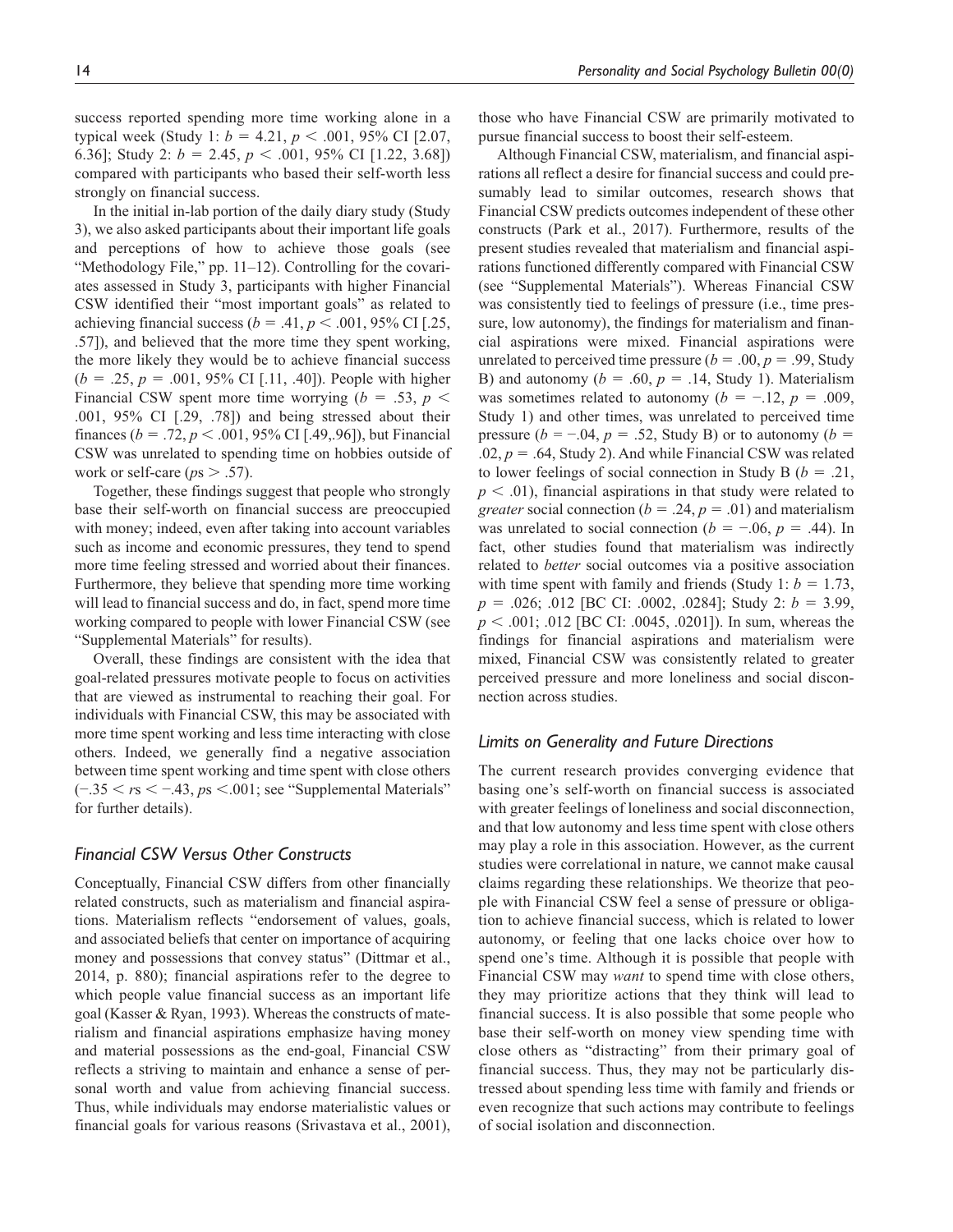success reported spending more time working alone in a typical week (Study 1: $b = 4.21$, $p < .001$, 95% CI [2.07, 6.36]; Study 2: $b = 2.45$, $p < .001$, 95% CI [1.22, 3.68]) compared with participants who based their self-worth less strongly on financial success.

In the initial in-lab portion of the daily diary study (Study 3), we also asked participants about their important life goals and perceptions of how to achieve those goals (see "Methodology File," pp. 11–12). Controlling for the covariates assessed in Study 3, participants with higher Financial CSW identified their "most important goals" as related to achieving financial success ($b = .41$, $p < .001$, 95% CI [.25, .57]), and believed that the more time they spent working, the more likely they would be to achieve financial success ($b = .25$, $p = .001$, 95% CI [.11, .40]). People with higher Financial CSW spent more time worrying ($b = .53$, $p < .001$, 95% CI [.29, .78]) and being stressed about their finances ($b = .72$, $p < .001$, 95% CI [.49,.96]), but Financial CSW was unrelated to spending time on hobbies outside of work or self-care ($p$s $> .57$).

Together, these findings suggest that people who strongly base their self-worth on financial success are preoccupied with money; indeed, even after taking into account variables such as income and economic pressures, they tend to spend more time feeling stressed and worried about their finances. Furthermore, they believe that spending more time working will lead to financial success and do, in fact, spend more time working compared to people with lower Financial CSW (see "Supplemental Materials" for results).

Overall, these findings are consistent with the idea that goal-related pressures motivate people to focus on activities that are viewed as instrumental to reaching their goal. For individuals with Financial CSW, this may be associated with more time spent working and less time interacting with close others. Indeed, we generally find a negative association between time spent working and time spent with close others ($-.35 < r$s $< -.43$, $p$s $<.001$; see "Supplemental Materials" for further details).

### *Financial CSW Versus Other Constructs*

Conceptually, Financial CSW differs from other financially related constructs, such as materialism and financial aspirations. Materialism reflects "endorsement of values, goals, and associated beliefs that center on importance of acquiring money and possessions that convey status" (Dittmar et al., 2014, p. 880); financial aspirations refer to the degree to which people value financial success as an important life goal (Kasser & Ryan, 1993). Whereas the constructs of materialism and financial aspirations emphasize having money and material possessions as the end-goal, Financial CSW reflects a striving to maintain and enhance a sense of personal worth and value from achieving financial success. Thus, while individuals may endorse materialistic values or financial goals for various reasons (Srivastava et al., 2001), those who have Financial CSW are primarily motivated to pursue financial success to boost their self-esteem.

Although Financial CSW, materialism, and financial aspirations all reflect a desire for financial success and could presumably lead to similar outcomes, research shows that Financial CSW predicts outcomes independent of these other constructs (Park et al., 2017). Furthermore, results of the present studies revealed that materialism and financial aspirations functioned differently compared with Financial CSW (see "Supplemental Materials"). Whereas Financial CSW was consistently tied to feelings of pressure (i.e., time pressure, low autonomy), the findings for materialism and financial aspirations were mixed. Financial aspirations were unrelated to perceived time pressure ($b = .00$, $p = .99$, Study B) and autonomy ($b = .60$, $p = .14$, Study 1). Materialism was sometimes related to autonomy ($b = -.12$, $p = .009$, Study 1) and other times, was unrelated to perceived time pressure ($b = -.04$, $p = .52$, Study B) or to autonomy ($b = .02$, $p = .64$, Study 2). And while Financial CSW was related to lower feelings of social connection in Study B ($b = .21$, $p < .01$), financial aspirations in that study were related to *greater* social connection ($b = .24$, $p = .01$) and materialism was unrelated to social connection ($b = -.06$, $p = .44$). In fact, other studies found that materialism was indirectly related to *better* social outcomes via a positive association with time spent with family and friends (Study 1: $b = 1.73$, $p = .026$; .012 [BC CI: .0002, .0284]; Study 2: $b = 3.99$, $p < .001$; .012 [BC CI: .0045, .0201]). In sum, whereas the findings for financial aspirations and materialism were mixed, Financial CSW was consistently related to greater perceived pressure and more loneliness and social disconnection across studies.

### *Limits on Generality and Future Directions*

The current research provides converging evidence that basing one's self-worth on financial success is associated with greater feelings of loneliness and social disconnection, and that low autonomy and less time spent with close others may play a role in this association. However, as the current studies were correlational in nature, we cannot make causal claims regarding these relationships. We theorize that people with Financial CSW feel a sense of pressure or obligation to achieve financial success, which is related to lower autonomy, or feeling that one lacks choice over how to spend one's time. Although it is possible that people with Financial CSW may *want* to spend time with close others, they may prioritize actions that they think will lead to financial success. It is also possible that some people who base their self-worth on money view spending time with close others as "distracting" from their primary goal of financial success. Thus, they may not be particularly distressed about spending less time with family and friends or even recognize that such actions may contribute to feelings of social isolation and disconnection.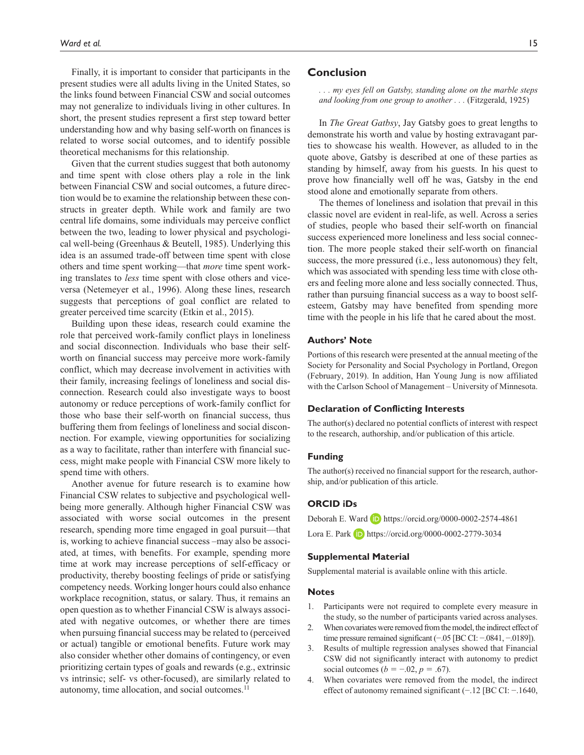Finally, it is important to consider that participants in the present studies were all adults living in the United States, so the links found between Financial CSW and social outcomes may not generalize to individuals living in other cultures. In short, the present studies represent a first step toward better understanding how and why basing self-worth on finances is related to worse social outcomes, and to identify possible theoretical mechanisms for this relationship.

Given that the current studies suggest that both autonomy and time spent with close others play a role in the link between Financial CSW and social outcomes, a future direction would be to examine the relationship between these constructs in greater depth. While work and family are two central life domains, some individuals may perceive conflict between the two, leading to lower physical and psychological well-being (Greenhaus & Beutell, 1985). Underlying this idea is an assumed trade-off between time spent with close others and time spent working—that *more* time spent working translates to *less* time spent with close others and vice-versa (Netemeyer et al., 1996). Along these lines, research suggests that perceptions of goal conflict are related to greater perceived time scarcity (Etkin et al., 2015).

Building upon these ideas, research could examine the role that perceived work-family conflict plays in loneliness and social disconnection. Individuals who base their self-worth on financial success may perceive more work-family conflict, which may decrease involvement in activities with their family, increasing feelings of loneliness and social disconnection. Research could also investigate ways to boost autonomy or reduce perceptions of work-family conflict for those who base their self-worth on financial success, thus buffering them from feelings of loneliness and social disconnection. For example, viewing opportunities for socializing as a way to facilitate, rather than interfere with financial success, might make people with Financial CSW more likely to spend time with others.

Another avenue for future research is to examine how Financial CSW relates to subjective and psychological well-being more generally. Although higher Financial CSW was associated with worse social outcomes in the present research, spending more time engaged in goal pursuit—that is, working to achieve financial success –may also be associated, at times, with benefits. For example, spending more time at work may increase perceptions of self-efficacy or productivity, thereby boosting feelings of pride or satisfying competency needs. Working longer hours could also enhance workplace recognition, status, or salary. Thus, it remains an open question as to whether Financial CSW is always associated with negative outcomes, or whether there are times when pursuing financial success may be related to (perceived or actual) tangible or emotional benefits. Future work may also consider whether other domains of contingency, or even prioritizing certain types of goals and rewards (e.g., extrinsic vs intrinsic; self- vs other-focused), are similarly related to autonomy, time allocation, and social outcomes.[11]

## Conclusion

*. . . my eyes fell on Gatsby, standing alone on the marble steps and looking from one group to another . . .* (Fitzgerald, 1925)

In *The Great Gatbsy*, Jay Gatsby goes to great lengths to demonstrate his worth and value by hosting extravagant parties to showcase his wealth. However, as alluded to in the quote above, Gatsby is described at one of these parties as standing by himself, away from his guests. In his quest to prove how financially well off he was, Gatsby in the end stood alone and emotionally separate from others.

The themes of loneliness and isolation that prevail in this classic novel are evident in real-life, as well. Across a series of studies, people who based their self-worth on financial success experienced more loneliness and less social connection. The more people staked their self-worth on financial success, the more pressured (i.e., less autonomous) they felt, which was associated with spending less time with close others and feeling more alone and less socially connected. Thus, rather than pursuing financial success as a way to boost self-esteem, Gatsby may have benefited from spending more time with the people in his life that he cared about the most.

### Authors' Note

Portions of this research were presented at the annual meeting of the Society for Personality and Social Psychology in Portland, Oregon (February, 2019). In addition, Han Young Jung is now affiliated with the Carlson School of Management – University of Minnesota.

### Declaration of Conflicting Interests

The author(s) declared no potential conflicts of interest with respect to the research, authorship, and/or publication of this article.

### Funding

The author(s) received no financial support for the research, authorship, and/or publication of this article.

### ORCID iDs

Deborah E. Ward https://orcid.org/0000-0002-2574-4861

Lora E. Park https://orcid.org/0000-0002-2779-3034

### Supplemental Material

Supplemental material is available online with this article.

### Notes

1. Participants were not required to complete every measure in the study, so the number of participants varied across analyses.
2. When covariates were removed from the model, the indirect effect of time pressure remained significant (−.05 [BC CI: −.0841, −.0189]).
3. Results of multiple regression analyses showed that Financial CSW did not significantly interact with autonomy to predict social outcomes ($b = -.02$, $p = .67$).
4. When covariates were removed from the model, the indirect effect of autonomy remained significant (−.12 [BC CI: −.1640,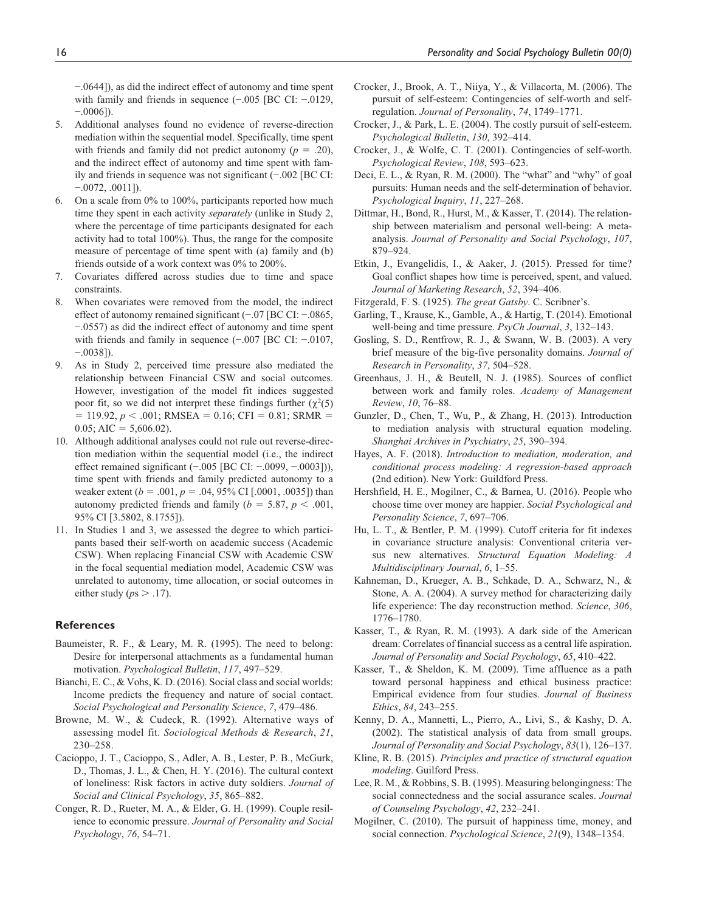−.0644]), as did the indirect effect of autonomy and time spent with family and friends in sequence (−.005 [BC CI: −.0129, −.0006]).

5. Additional analyses found no evidence of reverse-direction mediation within the sequential model. Specifically, time spent with friends and family did not predict autonomy ($p$ = .20), and the indirect effect of autonomy and time spent with family and friends in sequence was not significant (−.002 [BC CI: −.0072, .0011]).
6. On a scale from 0% to 100%, participants reported how much time they spent in each activity *separately* (unlike in Study 2, where the percentage of time participants designated for each activity had to total 100%). Thus, the range for the composite measure of percentage of time spent with (a) family and (b) friends outside of a work context was 0% to 200%.
7. Covariates differed across studies due to time and space constraints.
8. When covariates were removed from the model, the indirect effect of autonomy remained significant (−.07 [BC CI: −.0865, −.0557) as did the indirect effect of autonomy and time spent with friends and family in sequence (−.007 [BC CI: −.0107, −.0038]).
9. As in Study 2, perceived time pressure also mediated the relationship between Financial CSW and social outcomes. However, investigation of the model fit indices suggested poor fit, so we did not interpret these findings further ($\chi^2(5)$ = 119.92, $p < .001$; RMSEA = 0.16; CFI = 0.81; SRMR = 0.05; AIC = 5,606.02).
10. Although additional analyses could not rule out reverse-direction mediation within the sequential model (i.e., the indirect effect remained significant (−.005 [BC CI: −.0099, −.0003])), time spent with friends and family predicted autonomy to a weaker extent ($b$ = .001, $p$ = .04, 95% CI [.0001, .0035]) than autonomy predicted friends and family ($b$ = 5.87, $p < .001$, 95% CI [3.5802, 8.1755]).
11. In Studies 1 and 3, we assessed the degree to which participants based their self-worth on academic success (Academic CSW). When replacing Financial CSW with Academic CSW in the focal sequential mediation model, Academic CSW was unrelated to autonomy, time allocation, or social outcomes in either study ($p$s > .17).

## References

Baumeister, R. F., & Leary, M. R. (1995). The need to belong: Desire for interpersonal attachments as a fundamental human motivation. *Psychological Bulletin*, *117*, 497–529.

Bianchi, E. C., & Vohs, K. D. (2016). Social class and social worlds: Income predicts the frequency and nature of social contact. *Social Psychological and Personality Science*, *7*, 479–486.

Browne, M. W., & Cudeck, R. (1992). Alternative ways of assessing model fit. *Sociological Methods & Research*, *21*, 230–258.

Cacioppo, J. T., Cacioppo, S., Adler, A. B., Lester, P. B., McGurk, D., Thomas, J. L., & Chen, H. Y. (2016). The cultural context of loneliness: Risk factors in active duty soldiers. *Journal of Social and Clinical Psychology*, *35*, 865–882.

Conger, R. D., Rueter, M. A., & Elder, G. H. (1999). Couple resilience to economic pressure. *Journal of Personality and Social Psychology*, *76*, 54–71.

Crocker, J., Brook, A. T., Niiya, Y., & Villacorta, M. (2006). The pursuit of self-esteem: Contingencies of self-worth and self-regulation. *Journal of Personality*, *74*, 1749–1771.

Crocker, J., & Park, L. E. (2004). The costly pursuit of self-esteem. *Psychological Bulletin*, *130*, 392–414.

Crocker, J., & Wolfe, C. T. (2001). Contingencies of self-worth. *Psychological Review*, *108*, 593–623.

Deci, E. L., & Ryan, R. M. (2000). The "what" and "why" of goal pursuits: Human needs and the self-determination of behavior. *Psychological Inquiry*, *11*, 227–268.

Dittmar, H., Bond, R., Hurst, M., & Kasser, T. (2014). The relationship between materialism and personal well-being: A meta-analysis. *Journal of Personality and Social Psychology*, *107*, 879–924.

Etkin, J., Evangelidis, I., & Aaker, J. (2015). Pressed for time? Goal conflict shapes how time is perceived, spent, and valued. *Journal of Marketing Research*, *52*, 394–406.

Fitzgerald, F. S. (1925). *The great Gatsby*. C. Scribner's.

Garling, T., Krause, K., Gamble, A., & Hartig, T. (2014). Emotional well-being and time pressure. *PsyCh Journal*, *3*, 132–143.

Gosling, S. D., Rentfrow, R. J., & Swann, W. B. (2003). A very brief measure of the big-five personality domains. *Journal of Research in Personality*, *37*, 504–528.

Greenhaus, J. H., & Beutell, N. J. (1985). Sources of conflict between work and family roles. *Academy of Management Review*, *10*, 76–88.

Gunzler, D., Chen, T., Wu, P., & Zhang, H. (2013). Introduction to mediation analysis with structural equation modeling. *Shanghai Archives in Psychiatry*, *25*, 390–394.

Hayes, A. F. (2018). *Introduction to mediation, moderation, and conditional process modeling: A regression-based approach* (2nd edition). New York: Guildford Press.

Hershfield, H. E., Mogilner, C., & Barnea, U. (2016). People who choose time over money are happier. *Social Psychological and Personality Science*, *7*, 697–706.

Hu, L. T., & Bentler, P. M. (1999). Cutoff criteria for fit indexes in covariance structure analysis: Conventional criteria versus new alternatives. *Structural Equation Modeling: A Multidisciplinary Journal*, *6*, 1–55.

Kahneman, D., Krueger, A. B., Schkade, D. A., Schwarz, N., & Stone, A. A. (2004). A survey method for characterizing daily life experience: The day reconstruction method. *Science*, *306*, 1776–1780.

Kasser, T., & Ryan, R. M. (1993). A dark side of the American dream: Correlates of financial success as a central life aspiration. *Journal of Personality and Social Psychology*, *65*, 410–422.

Kasser, T., & Sheldon, K. M. (2009). Time affluence as a path toward personal happiness and ethical business practice: Empirical evidence from four studies. *Journal of Business Ethics*, *84*, 243–255.

Kenny, D. A., Mannetti, L., Pierro, A., Livi, S., & Kashy, D. A. (2002). The statistical analysis of data from small groups. *Journal of Personality and Social Psychology*, *83*(1), 126–137.

Kline, R. B. (2015). *Principles and practice of structural equation modeling*. Guilford Press.

Lee, R. M., & Robbins, S. B. (1995). Measuring belongingness: The social connectedness and the social assurance scales. *Journal of Counseling Psychology*, *42*, 232–241.

Mogilner, C. (2010). The pursuit of happiness time, money, and social connection. *Psychological Science*, *21*(9), 1348–1354.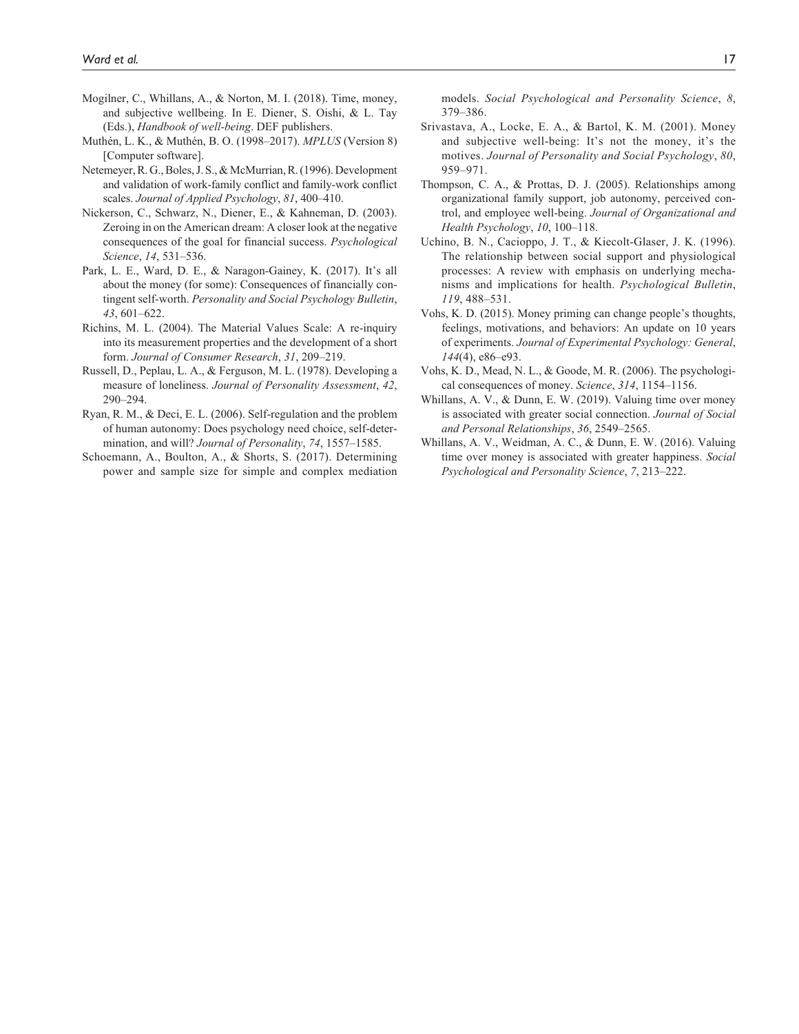Mogilner, C., Whillans, A., & Norton, M. I. (2018). Time, money, and subjective wellbeing. In E. Diener, S. Oishi, & L. Tay (Eds.), *Handbook of well-being*. DEF publishers.

Muthén, L. K., & Muthén, B. O. (1998–2017). *MPLUS* (Version 8) [Computer software].

Netemeyer, R. G., Boles, J. S., & McMurrian, R. (1996). Development and validation of work-family conflict and family-work conflict scales. *Journal of Applied Psychology*, *81*, 400–410.

Nickerson, C., Schwarz, N., Diener, E., & Kahneman, D. (2003). Zeroing in on the American dream: A closer look at the negative consequences of the goal for financial success. *Psychological Science*, *14*, 531–536.

Park, L. E., Ward, D. E., & Naragon-Gainey, K. (2017). It's all about the money (for some): Consequences of financially contingent self-worth. *Personality and Social Psychology Bulletin*, *43*, 601–622.

Richins, M. L. (2004). The Material Values Scale: A re-inquiry into its measurement properties and the development of a short form. *Journal of Consumer Research*, *31*, 209–219.

Russell, D., Peplau, L. A., & Ferguson, M. L. (1978). Developing a measure of loneliness. *Journal of Personality Assessment*, *42*, 290–294.

Ryan, R. M., & Deci, E. L. (2006). Self-regulation and the problem of human autonomy: Does psychology need choice, self-determination, and will? *Journal of Personality*, *74*, 1557–1585.

Schoemann, A., Boulton, A., & Shorts, S. (2017). Determining power and sample size for simple and complex mediation models. *Social Psychological and Personality Science*, *8*, 379–386.

Srivastava, A., Locke, E. A., & Bartol, K. M. (2001). Money and subjective well-being: It's not the money, it's the motives. *Journal of Personality and Social Psychology*, *80*, 959–971.

Thompson, C. A., & Prottas, D. J. (2005). Relationships among organizational family support, job autonomy, perceived control, and employee well-being. *Journal of Organizational and Health Psychology*, *10*, 100–118.

Uchino, B. N., Cacioppo, J. T., & Kiecolt-Glaser, J. K. (1996). The relationship between social support and physiological processes: A review with emphasis on underlying mechanisms and implications for health. *Psychological Bulletin*, *119*, 488–531.

Vohs, K. D. (2015). Money priming can change people's thoughts, feelings, motivations, and behaviors: An update on 10 years of experiments. *Journal of Experimental Psychology: General*, *144*(4), e86–e93.

Vohs, K. D., Mead, N. L., & Goode, M. R. (2006). The psychological consequences of money. *Science*, *314*, 1154–1156.

Whillans, A. V., & Dunn, E. W. (2019). Valuing time over money is associated with greater social connection. *Journal of Social and Personal Relationships*, *36*, 2549–2565.

Whillans, A. V., Weidman, A. C., & Dunn, E. W. (2016). Valuing time over money is associated with greater happiness. *Social Psychological and Personality Science*, *7*, 213–222.